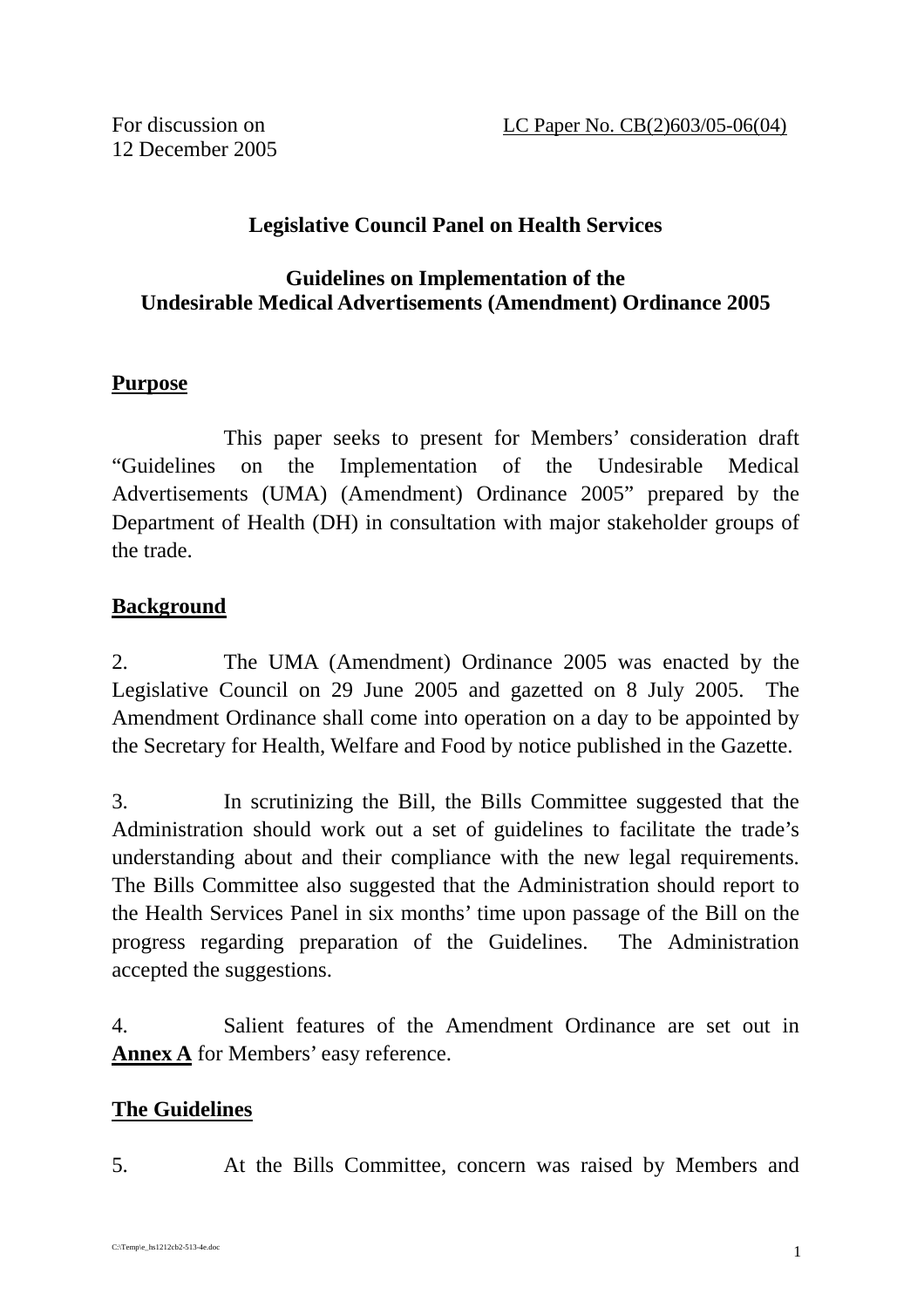For discussion on
12 December 2005

LC Paper No. CB(2)603/05-06(04)

**Legislative Council Panel on Health Services**

**Guidelines on Implementation of the**
**Undesirable Medical Advertisements (Amendment) Ordinance 2005**

## Purpose

This paper seeks to present for Members' consideration draft "Guidelines on the Implementation of the Undesirable Medical Advertisements (UMA) (Amendment) Ordinance 2005" prepared by the Department of Health (DH) in consultation with major stakeholder groups of the trade.

## Background

2. The UMA (Amendment) Ordinance 2005 was enacted by the Legislative Council on 29 June 2005 and gazetted on 8 July 2005. The Amendment Ordinance shall come into operation on a day to be appointed by the Secretary for Health, Welfare and Food by notice published in the Gazette.

3. In scrutinizing the Bill, the Bills Committee suggested that the Administration should work out a set of guidelines to facilitate the trade's understanding about and their compliance with the new legal requirements. The Bills Committee also suggested that the Administration should report to the Health Services Panel in six months' time upon passage of the Bill on the progress regarding preparation of the Guidelines. The Administration accepted the suggestions.

4. Salient features of the Amendment Ordinance are set out in **Annex A** for Members' easy reference.

## The Guidelines

5. At the Bills Committee, concern was raised by Members and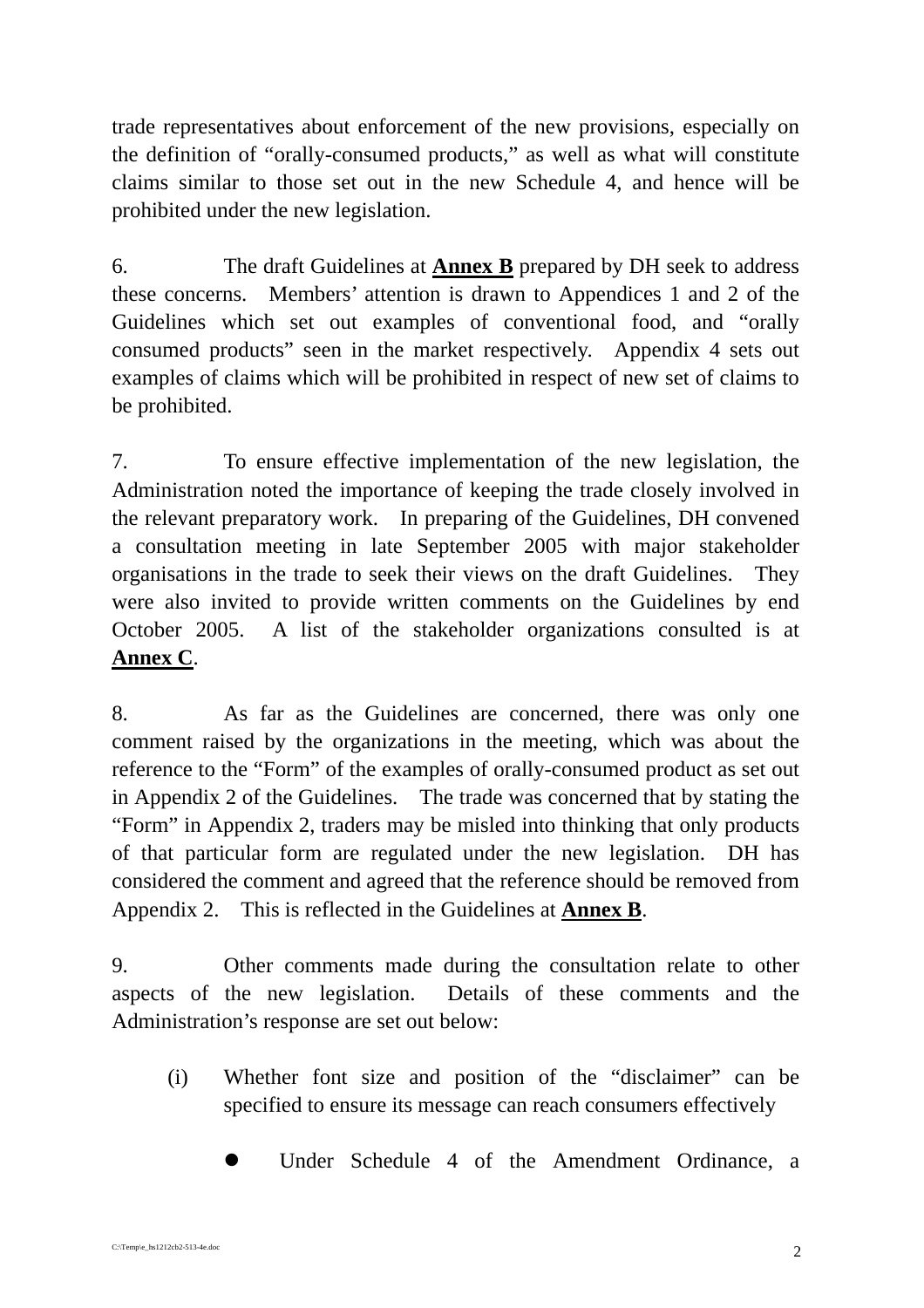trade representatives about enforcement of the new provisions, especially on the definition of "orally-consumed products," as well as what will constitute claims similar to those set out in the new Schedule 4, and hence will be prohibited under the new legislation.

6. The draft Guidelines at **Annex B** prepared by DH seek to address these concerns. Members' attention is drawn to Appendices 1 and 2 of the Guidelines which set out examples of conventional food, and "orally consumed products" seen in the market respectively. Appendix 4 sets out examples of claims which will be prohibited in respect of new set of claims to be prohibited.

7. To ensure effective implementation of the new legislation, the Administration noted the importance of keeping the trade closely involved in the relevant preparatory work. In preparing of the Guidelines, DH convened a consultation meeting in late September 2005 with major stakeholder organisations in the trade to seek their views on the draft Guidelines. They were also invited to provide written comments on the Guidelines by end October 2005. A list of the stakeholder organizations consulted is at **Annex C**.

8. As far as the Guidelines are concerned, there was only one comment raised by the organizations in the meeting, which was about the reference to the "Form" of the examples of orally-consumed product as set out in Appendix 2 of the Guidelines. The trade was concerned that by stating the "Form" in Appendix 2, traders may be misled into thinking that only products of that particular form are regulated under the new legislation. DH has considered the comment and agreed that the reference should be removed from Appendix 2. This is reflected in the Guidelines at **Annex B**.

9. Other comments made during the consultation relate to other aspects of the new legislation. Details of these comments and the Administration's response are set out below:

(i) Whether font size and position of the "disclaimer" can be specified to ensure its message can reach consumers effectively

- Under Schedule 4 of the Amendment Ordinance, a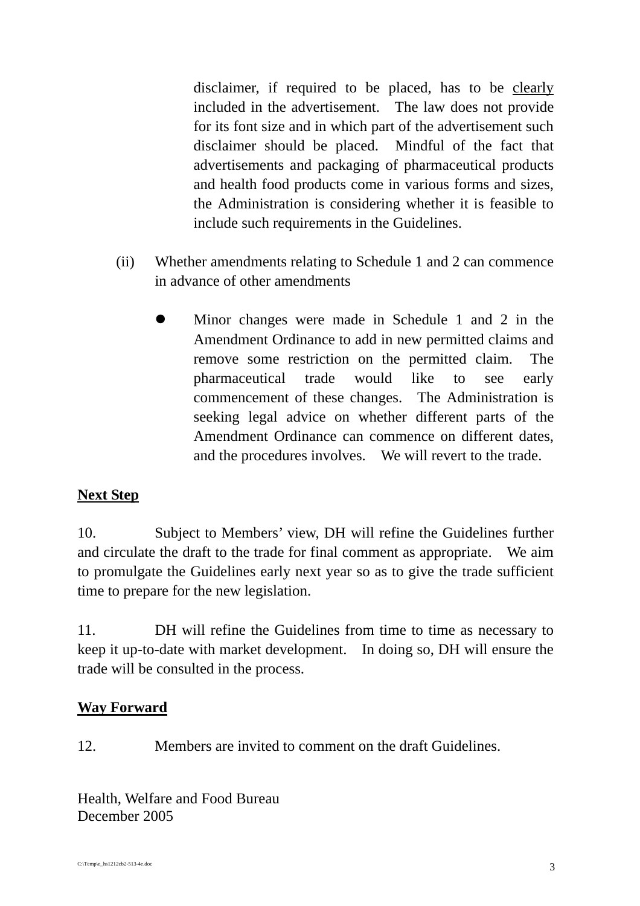disclaimer, if required to be placed, has to be <u>clearly</u> included in the advertisement. The law does not provide for its font size and in which part of the advertisement such disclaimer should be placed. Mindful of the fact that advertisements and packaging of pharmaceutical products and health food products come in various forms and sizes, the Administration is considering whether it is feasible to include such requirements in the Guidelines.

(ii) Whether amendments relating to Schedule 1 and 2 can commence in advance of other amendments

- Minor changes were made in Schedule 1 and 2 in the Amendment Ordinance to add in new permitted claims and remove some restriction on the permitted claim. The pharmaceutical trade would like to see early commencement of these changes. The Administration is seeking legal advice on whether different parts of the Amendment Ordinance can commence on different dates, and the procedures involves. We will revert to the trade.

**<u>Next Step</u>**

10. Subject to Members' view, DH will refine the Guidelines further and circulate the draft to the trade for final comment as appropriate. We aim to promulgate the Guidelines early next year so as to give the trade sufficient time to prepare for the new legislation.

11. DH will refine the Guidelines from time to time as necessary to keep it up-to-date with market development. In doing so, DH will ensure the trade will be consulted in the process.

**<u>Way Forward</u>**

12. Members are invited to comment on the draft Guidelines.

Health, Welfare and Food Bureau
December 2005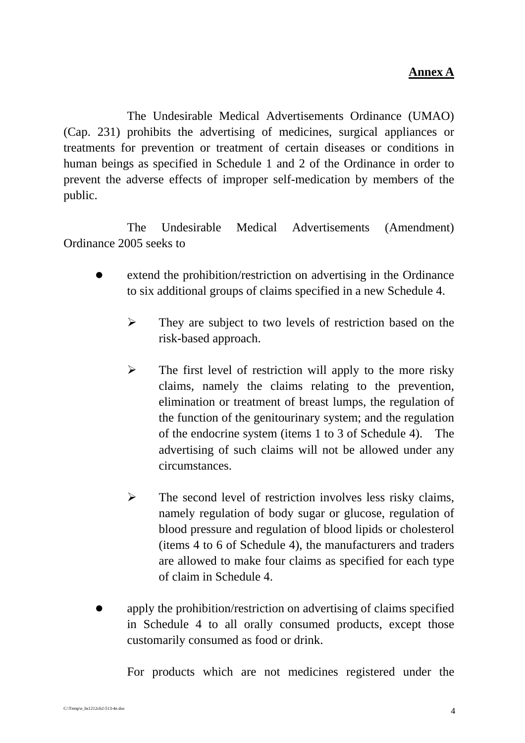**Annex A**

The Undesirable Medical Advertisements Ordinance (UMAO) (Cap. 231) prohibits the advertising of medicines, surgical appliances or treatments for prevention or treatment of certain diseases or conditions in human beings as specified in Schedule 1 and 2 of the Ordinance in order to prevent the adverse effects of improper self-medication by members of the public.

The Undesirable Medical Advertisements (Amendment) Ordinance 2005 seeks to

- extend the prohibition/restriction on advertising in the Ordinance to six additional groups of claims specified in a new Schedule 4.

  - They are subject to two levels of restriction based on the risk-based approach.

  - The first level of restriction will apply to the more risky claims, namely the claims relating to the prevention, elimination or treatment of breast lumps, the regulation of the function of the genitourinary system; and the regulation of the endocrine system (items 1 to 3 of Schedule 4). The advertising of such claims will not be allowed under any circumstances.

  - The second level of restriction involves less risky claims, namely regulation of body sugar or glucose, regulation of blood pressure and regulation of blood lipids or cholesterol (items 4 to 6 of Schedule 4), the manufacturers and traders are allowed to make four claims as specified for each type of claim in Schedule 4.

- apply the prohibition/restriction on advertising of claims specified in Schedule 4 to all orally consumed products, except those customarily consumed as food or drink.

  For products which are not medicines registered under the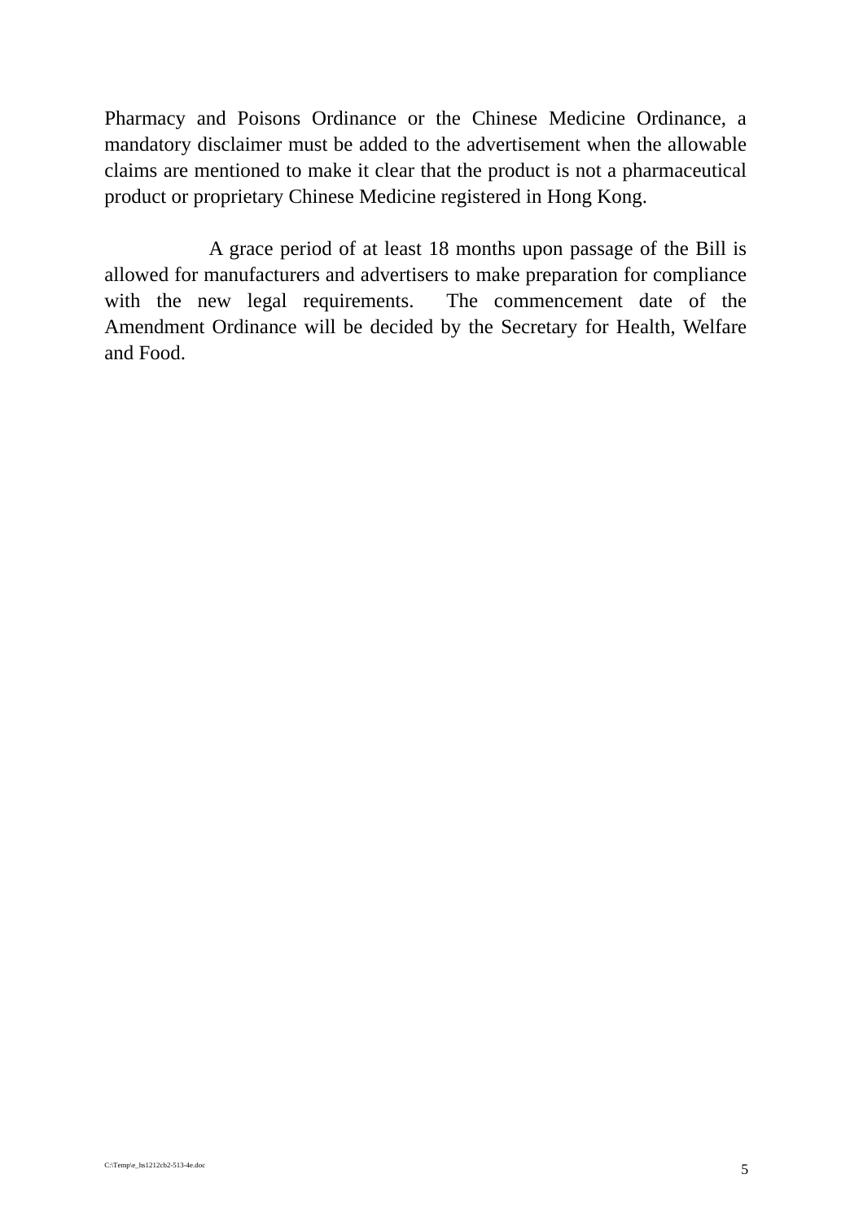Pharmacy and Poisons Ordinance or the Chinese Medicine Ordinance, a mandatory disclaimer must be added to the advertisement when the allowable claims are mentioned to make it clear that the product is not a pharmaceutical product or proprietary Chinese Medicine registered in Hong Kong.

A grace period of at least 18 months upon passage of the Bill is allowed for manufacturers and advertisers to make preparation for compliance with the new legal requirements. The commencement date of the Amendment Ordinance will be decided by the Secretary for Health, Welfare and Food.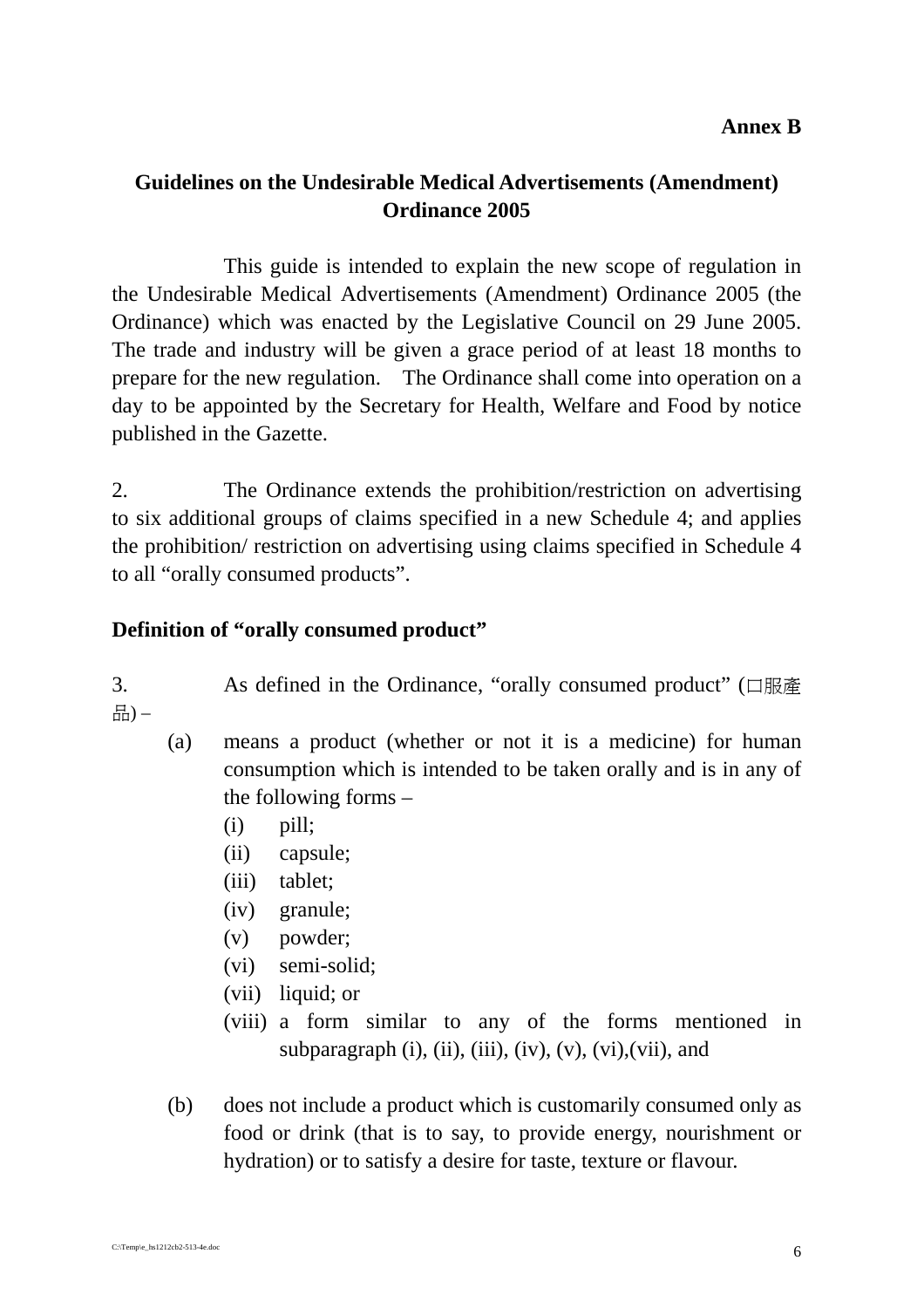**Annex B**

## Guidelines on the Undesirable Medical Advertisements (Amendment) Ordinance 2005

This guide is intended to explain the new scope of regulation in the Undesirable Medical Advertisements (Amendment) Ordinance 2005 (the Ordinance) which was enacted by the Legislative Council on 29 June 2005. The trade and industry will be given a grace period of at least 18 months to prepare for the new regulation. The Ordinance shall come into operation on a day to be appointed by the Secretary for Health, Welfare and Food by notice published in the Gazette.

2. The Ordinance extends the prohibition/restriction on advertising to six additional groups of claims specified in a new Schedule 4; and applies the prohibition/ restriction on advertising using claims specified in Schedule 4 to all "orally consumed products".

**Definition of "orally consumed product"**

3. As defined in the Ordinance, "orally consumed product" (口服產品) –

- (a) means a product (whether or not it is a medicine) for human consumption which is intended to be taken orally and is in any of the following forms –
  - (i) pill;
  - (ii) capsule;
  - (iii) tablet;
  - (iv) granule;
  - (v) powder;
  - (vi) semi-solid;
  - (vii) liquid; or
  - (viii) a form similar to any of the forms mentioned in subparagraph (i), (ii), (iii), (iv), (v), (vi),(vii), and

- (b) does not include a product which is customarily consumed only as food or drink (that is to say, to provide energy, nourishment or hydration) or to satisfy a desire for taste, texture or flavour.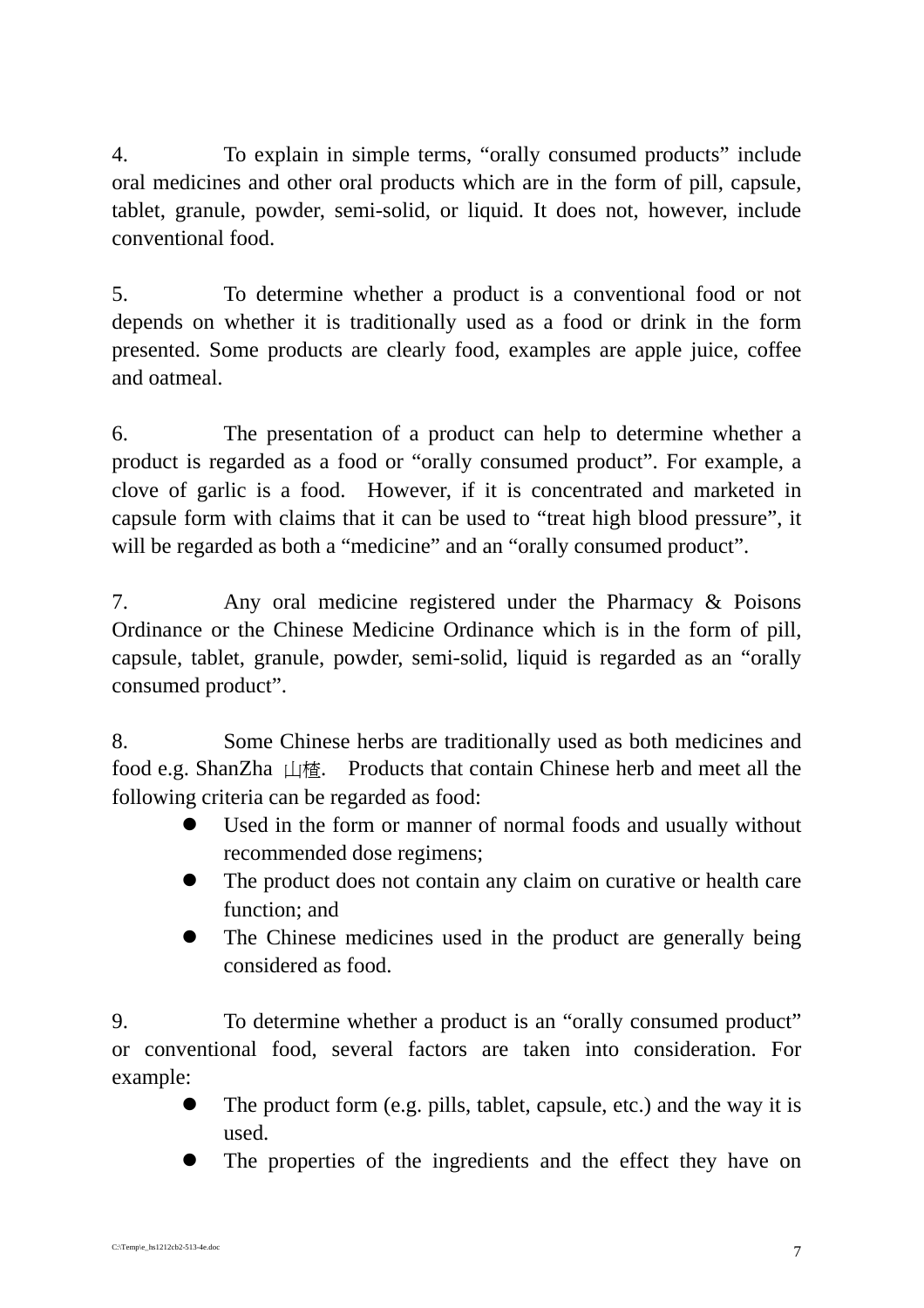4. To explain in simple terms, “orally consumed products” include oral medicines and other oral products which are in the form of pill, capsule, tablet, granule, powder, semi-solid, or liquid. It does not, however, include conventional food.

5. To determine whether a product is a conventional food or not depends on whether it is traditionally used as a food or drink in the form presented. Some products are clearly food, examples are apple juice, coffee and oatmeal.

6. The presentation of a product can help to determine whether a product is regarded as a food or “orally consumed product”. For example, a clove of garlic is a food. However, if it is concentrated and marketed in capsule form with claims that it can be used to “treat high blood pressure”, it will be regarded as both a “medicine” and an “orally consumed product”.

7. Any oral medicine registered under the Pharmacy & Poisons Ordinance or the Chinese Medicine Ordinance which is in the form of pill, capsule, tablet, granule, powder, semi-solid, liquid is regarded as an “orally consumed product”.

8. Some Chinese herbs are traditionally used as both medicines and food e.g. ShanZha 山楂. Products that contain Chinese herb and meet all the following criteria can be regarded as food:

- Used in the form or manner of normal foods and usually without recommended dose regimens;
- The product does not contain any claim on curative or health care function; and
- The Chinese medicines used in the product are generally being considered as food.

9. To determine whether a product is an “orally consumed product” or conventional food, several factors are taken into consideration. For example:

- The product form (e.g. pills, tablet, capsule, etc.) and the way it is used.
- The properties of the ingredients and the effect they have on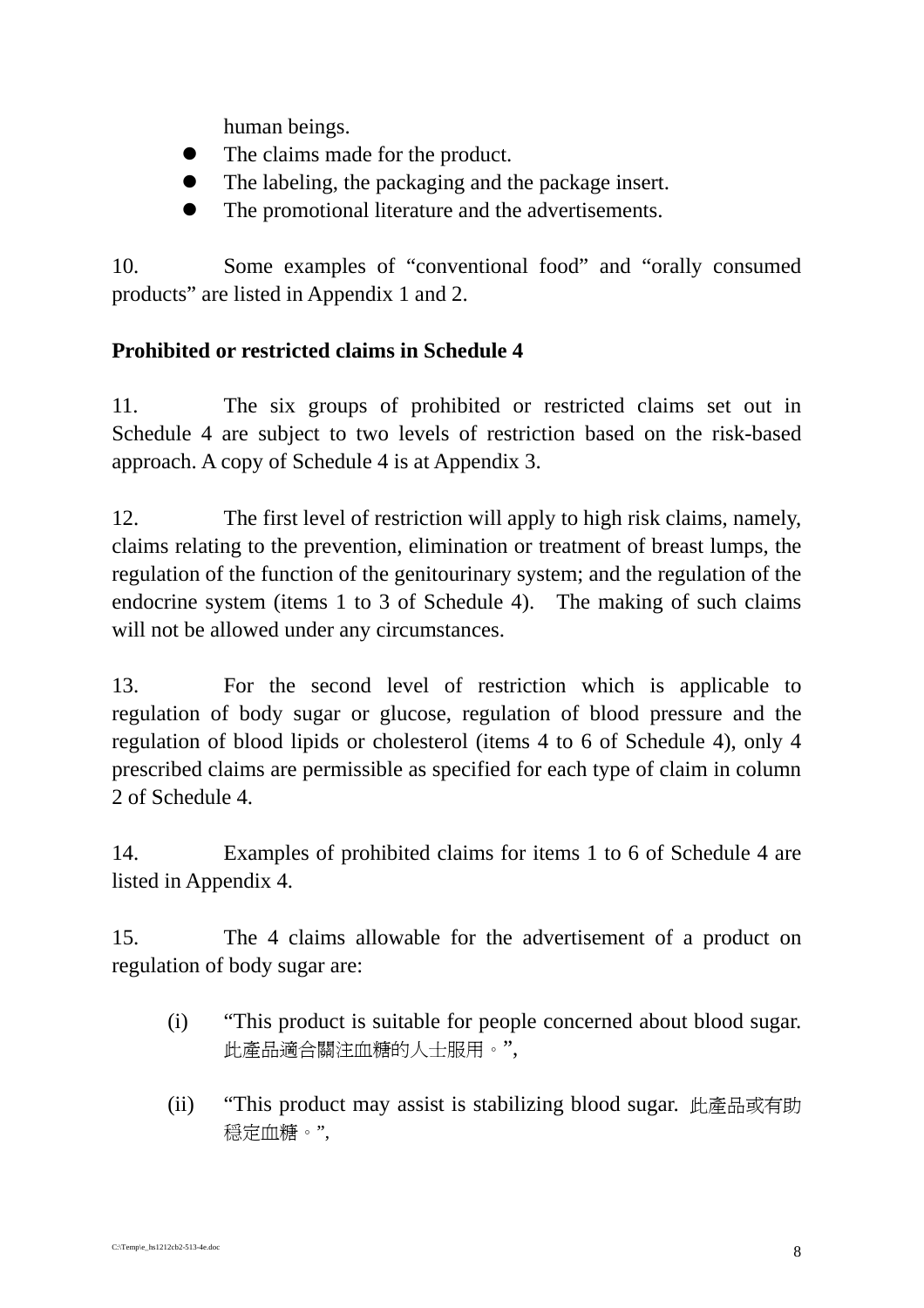human beings.

- The claims made for the product.
- The labeling, the packaging and the package insert.
- The promotional literature and the advertisements.

10. Some examples of "conventional food" and "orally consumed products" are listed in Appendix 1 and 2.

**Prohibited or restricted claims in Schedule 4**

11. The six groups of prohibited or restricted claims set out in Schedule 4 are subject to two levels of restriction based on the risk-based approach. A copy of Schedule 4 is at Appendix 3.

12. The first level of restriction will apply to high risk claims, namely, claims relating to the prevention, elimination or treatment of breast lumps, the regulation of the function of the genitourinary system; and the regulation of the endocrine system (items 1 to 3 of Schedule 4). The making of such claims will not be allowed under any circumstances.

13. For the second level of restriction which is applicable to regulation of body sugar or glucose, regulation of blood pressure and the regulation of blood lipids or cholesterol (items 4 to 6 of Schedule 4), only 4 prescribed claims are permissible as specified for each type of claim in column 2 of Schedule 4.

14. Examples of prohibited claims for items 1 to 6 of Schedule 4 are listed in Appendix 4.

15. The 4 claims allowable for the advertisement of a product on regulation of body sugar are:

(i) "This product is suitable for people concerned about blood sugar. 此產品適合關注血糖的人士服用。",

(ii) "This product may assist is stabilizing blood sugar. 此產品或有助穩定血糖。",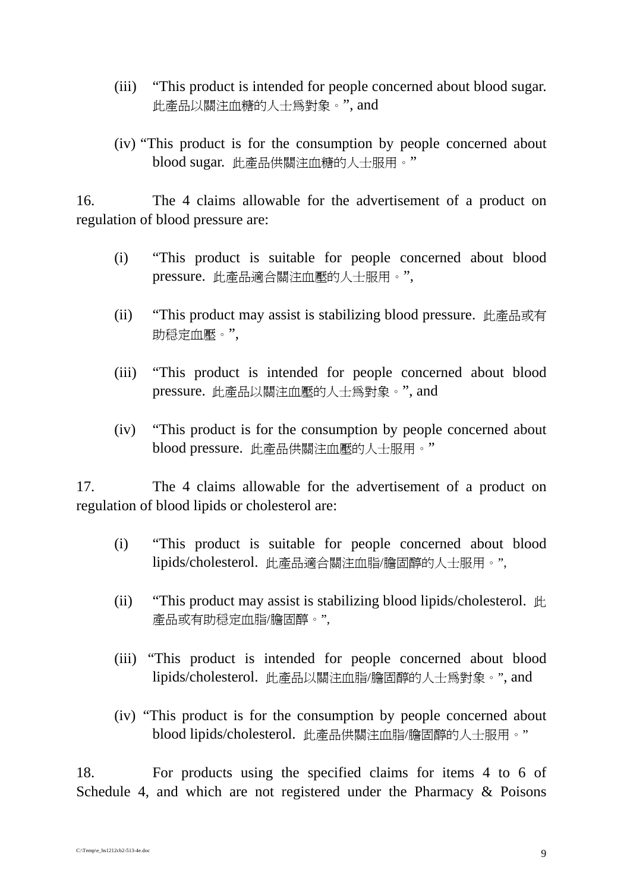(iii) “This product is intended for people concerned about blood sugar. 此產品以關注血糖的人士爲對象。”, and

(iv) “This product is for the consumption by people concerned about blood sugar. 此產品供關注血糖的人士服用。”

16. The 4 claims allowable for the advertisement of a product on regulation of blood pressure are:

(i) “This product is suitable for people concerned about blood pressure. 此產品適合關注血壓的人士服用。”,

(ii) “This product may assist is stabilizing blood pressure. 此產品或有助穩定血壓。”,

(iii) “This product is intended for people concerned about blood pressure. 此產品以關注血壓的人士爲對象。”, and

(iv) “This product is for the consumption by people concerned about blood pressure. 此產品供關注血壓的人士服用。”

17. The 4 claims allowable for the advertisement of a product on regulation of blood lipids or cholesterol are:

(i) “This product is suitable for people concerned about blood lipids/cholesterol. 此產品適合關注血脂/膽固醇的人士服用。”,

(ii) “This product may assist is stabilizing blood lipids/cholesterol. 此產品或有助穩定血脂/膽固醇。”,

(iii) “This product is intended for people concerned about blood lipids/cholesterol. 此產品以關注血脂/膽固醇的人士爲對象。”, and

(iv) “This product is for the consumption by people concerned about blood lipids/cholesterol. 此產品供關注血脂/膽固醇的人士服用。”

18. For products using the specified claims for items 4 to 6 of Schedule 4, and which are not registered under the Pharmacy & Poisons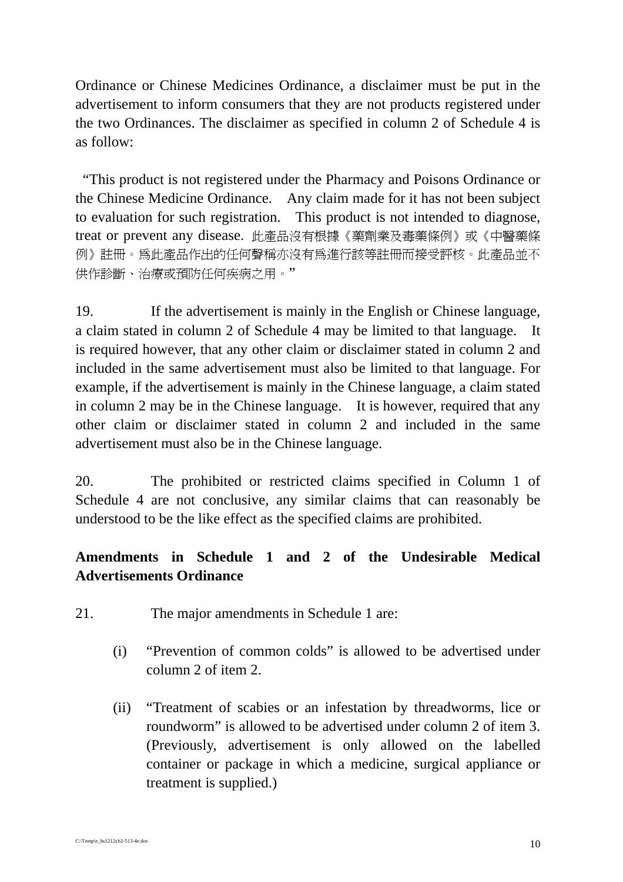Ordinance or Chinese Medicines Ordinance, a disclaimer must be put in the advertisement to inform consumers that they are not products registered under the two Ordinances. The disclaimer as specified in column 2 of Schedule 4 is as follow:

"This product is not registered under the Pharmacy and Poisons Ordinance or the Chinese Medicine Ordinance. Any claim made for it has not been subject to evaluation for such registration. This product is not intended to diagnose, treat or prevent any disease. 此產品沒有根據《藥劑業及毒藥條例》或《中醫藥條例》註冊。爲此產品作出的任何聲稱亦沒有爲進行該等註冊而接受評核。此產品並不供作診斷、治療或預防任何疾病之用。"

19. If the advertisement is mainly in the English or Chinese language, a claim stated in column 2 of Schedule 4 may be limited to that language. It is required however, that any other claim or disclaimer stated in column 2 and included in the same advertisement must also be limited to that language. For example, if the advertisement is mainly in the Chinese language, a claim stated in column 2 may be in the Chinese language. It is however, required that any other claim or disclaimer stated in column 2 and included in the same advertisement must also be in the Chinese language.

20. The prohibited or restricted claims specified in Column 1 of Schedule 4 are not conclusive, any similar claims that can reasonably be understood to be the like effect as the specified claims are prohibited.

**Amendments in Schedule 1 and 2 of the Undesirable Medical Advertisements Ordinance**

21. The major amendments in Schedule 1 are:

(i) "Prevention of common colds" is allowed to be advertised under column 2 of item 2.

(ii) "Treatment of scabies or an infestation by threadworms, lice or roundworm" is allowed to be advertised under column 2 of item 3. (Previously, advertisement is only allowed on the labelled container or package in which a medicine, surgical appliance or treatment is supplied.)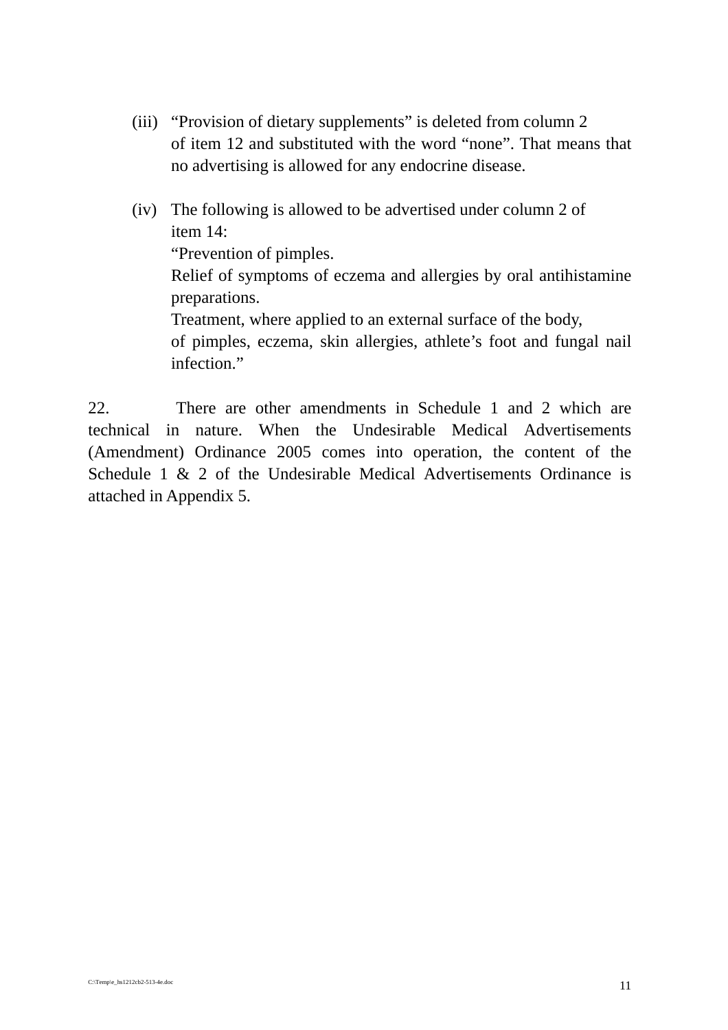(iii) “Provision of dietary supplements” is deleted from column 2 of item 12 and substituted with the word “none”. That means that no advertising is allowed for any endocrine disease.

(iv) The following is allowed to be advertised under column 2 of item 14:
“Prevention of pimples.
Relief of symptoms of eczema and allergies by oral antihistamine preparations.
Treatment, where applied to an external surface of the body, of pimples, eczema, skin allergies, athlete’s foot and fungal nail infection.”

22. There are other amendments in Schedule 1 and 2 which are technical in nature. When the Undesirable Medical Advertisements (Amendment) Ordinance 2005 comes into operation, the content of the Schedule 1 & 2 of the Undesirable Medical Advertisements Ordinance is attached in Appendix 5.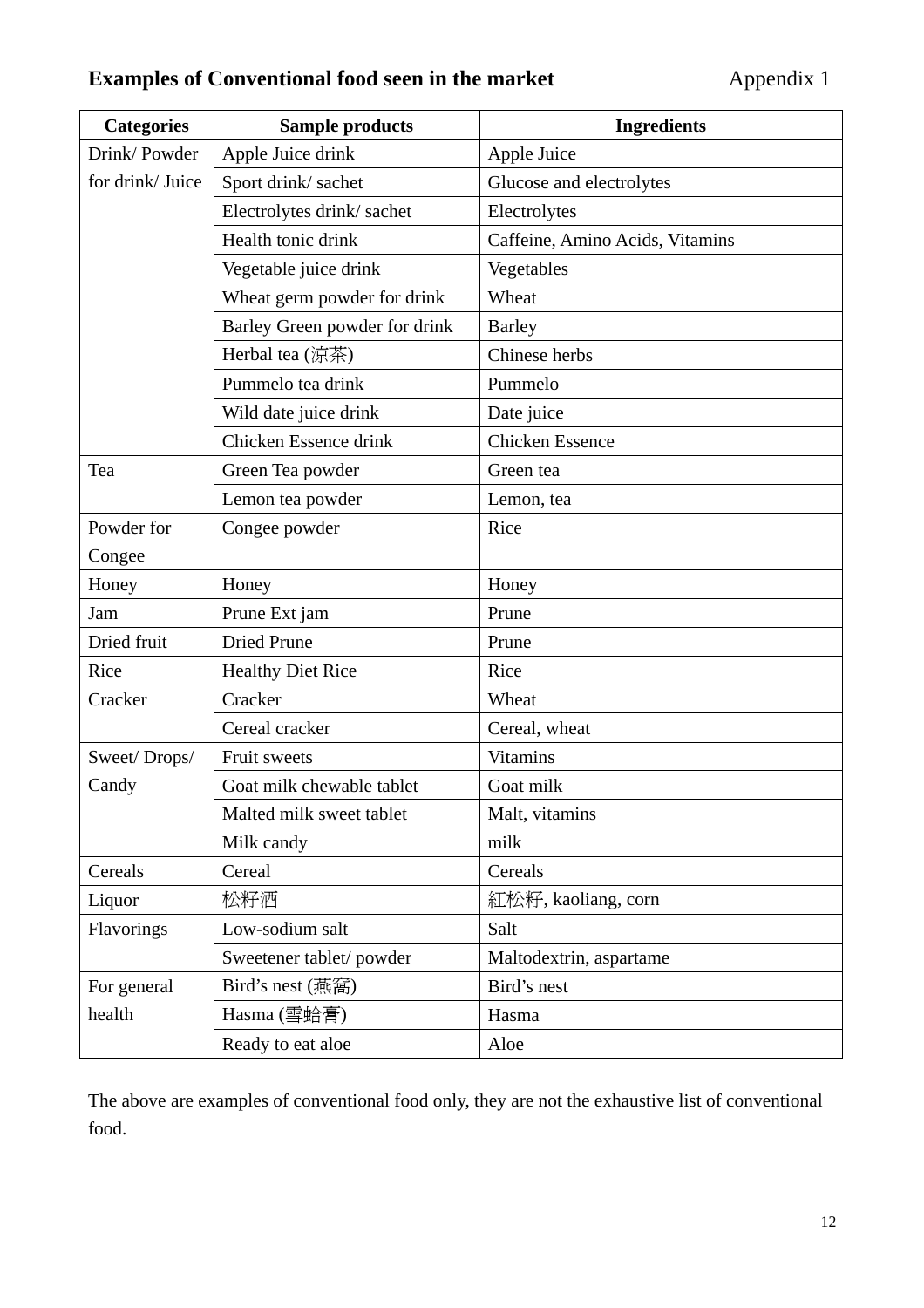## Examples of Conventional food seen in the market

Appendix 1

| Categories | Sample products | Ingredients |
|---|---|---|
| Drink/ Powder for drink/ Juice | Apple Juice drink | Apple Juice |
| | Sport drink/ sachet | Glucose and electrolytes |
| | Electrolytes drink/ sachet | Electrolytes |
| | Health tonic drink | Caffeine, Amino Acids, Vitamins |
| | Vegetable juice drink | Vegetables |
| | Wheat germ powder for drink | Wheat |
| | Barley Green powder for drink | Barley |
| | Herbal tea (涼茶) | Chinese herbs |
| | Pummelo tea drink | Pummelo |
| | Wild date juice drink | Date juice |
| | Chicken Essence drink | Chicken Essence |
| Tea | Green Tea powder | Green tea |
| | Lemon tea powder | Lemon, tea |
| Powder for Congee | Congee powder | Rice |
| Honey | Honey | Honey |
| Jam | Prune Ext jam | Prune |
| Dried fruit | Dried Prune | Prune |
| Rice | Healthy Diet Rice | Rice |
| Cracker | Cracker | Wheat |
| | Cereal cracker | Cereal, wheat |
| Sweet/ Drops/ Candy | Fruit sweets | Vitamins |
| | Goat milk chewable tablet | Goat milk |
| | Malted milk sweet tablet | Malt, vitamins |
| | Milk candy | milk |
| Cereals | Cereal | Cereals |
| Liquor | 松籽酒 | 紅松籽, kaoliang, corn |
| Flavorings | Low-sodium salt | Salt |
| | Sweetener tablet/ powder | Maltodextrin, aspartame |
| For general health | Bird's nest (燕窩) | Bird's nest |
| | Hasma (雪蛤膏) | Hasma |
| | Ready to eat aloe | Aloe |

The above are examples of conventional food only, they are not the exhaustive list of conventional food.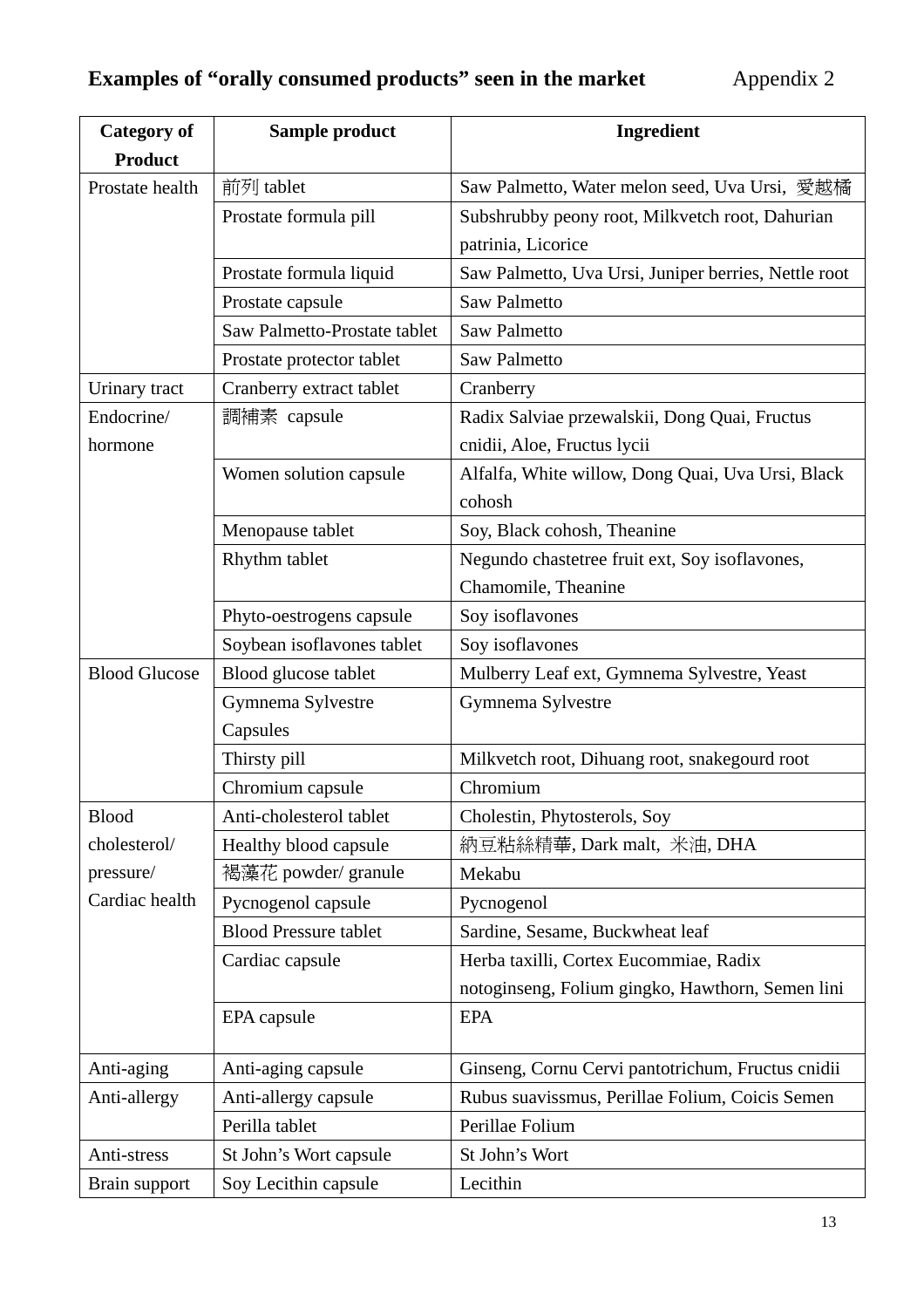## Examples of "orally consumed products" seen in the market

Appendix 2

| Category of Product | Sample product | Ingredient |
|---|---|---|
| Prostate health | 前列 tablet | Saw Palmetto, Water melon seed, Uva Ursi, 愛越橘 |
| | Prostate formula pill | Subshrubby peony root, Milkvetch root, Dahurian patrinia, Licorice |
| | Prostate formula liquid | Saw Palmetto, Uva Ursi, Juniper berries, Nettle root |
| | Prostate capsule | Saw Palmetto |
| | Saw Palmetto-Prostate tablet | Saw Palmetto |
| | Prostate protector tablet | Saw Palmetto |
| Urinary tract | Cranberry extract tablet | Cranberry |
| Endocrine/ hormone | 調補素 capsule | Radix Salviae przewalskii, Dong Quai, Fructus cnidii, Aloe, Fructus lycii |
| | Women solution capsule | Alfalfa, White willow, Dong Quai, Uva Ursi, Black cohosh |
| | Menopause tablet | Soy, Black cohosh, Theanine |
| | Rhythm tablet | Negundo chastetree fruit ext, Soy isoflavones, Chamomile, Theanine |
| | Phyto-oestrogens capsule | Soy isoflavones |
| | Soybean isoflavones tablet | Soy isoflavones |
| Blood Glucose | Blood glucose tablet | Mulberry Leaf ext, Gymnema Sylvestre, Yeast |
| | Gymnema Sylvestre Capsules | Gymnema Sylvestre |
| | Thirsty pill | Milkvetch root, Dihuang root, snakegourd root |
| | Chromium capsule | Chromium |
| Blood cholesterol/ pressure/ Cardiac health | Anti-cholesterol tablet | Cholestin, Phytosterols, Soy |
| | Healthy blood capsule | 納豆粘絲精華, Dark malt, 米油, DHA |
| | 褐藻花 powder/ granule | Mekabu |
| | Pycnogenol capsule | Pycnogenol |
| | Blood Pressure tablet | Sardine, Sesame, Buckwheat leaf |
| | Cardiac capsule | Herba taxilli, Cortex Eucommiae, Radix notoginseng, Folium gingko, Hawthorn, Semen lini |
| | EPA capsule | EPA |
| Anti-aging | Anti-aging capsule | Ginseng, Cornu Cervi pantotrichum, Fructus cnidii |
| Anti-allergy | Anti-allergy capsule | Rubus suavissmus, Perillae Folium, Coicis Semen |
| | Perilla tablet | Perillae Folium |
| Anti-stress | St John's Wort capsule | St John's Wort |
| Brain support | Soy Lecithin capsule | Lecithin |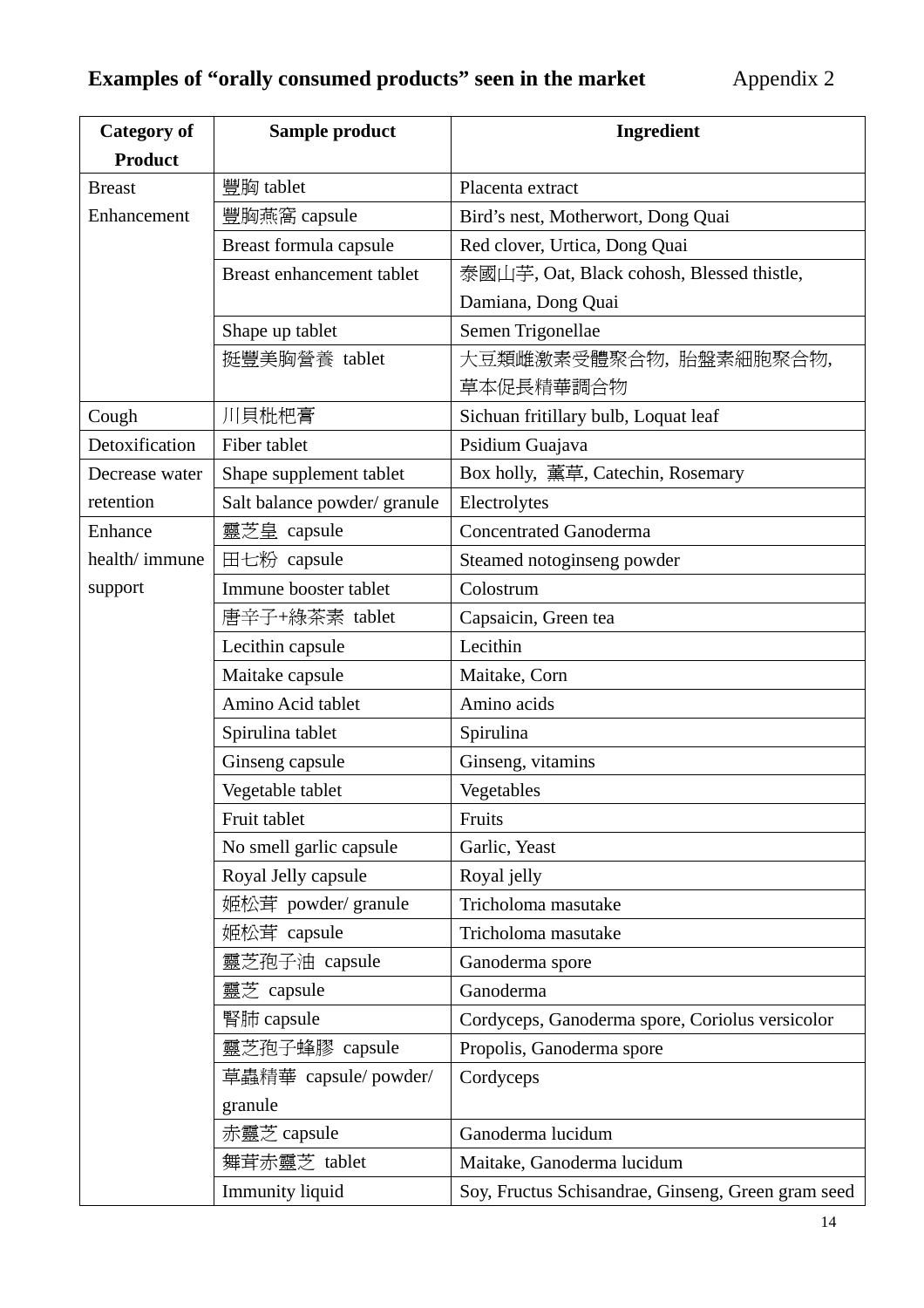## Examples of "orally consumed products" seen in the market

Appendix 2

| Category of Product | Sample product | Ingredient |
|---|---|---|
| Breast Enhancement | 豐胸 tablet | Placenta extract |
| | 豐胸燕窩 capsule | Bird's nest, Motherwort, Dong Quai |
| | Breast formula capsule | Red clover, Urtica, Dong Quai |
| | Breast enhancement tablet | 泰國山芋, Oat, Black cohosh, Blessed thistle, Damiana, Dong Quai |
| | Shape up tablet | Semen Trigonellae |
| | 挺豐美胸營養 tablet | 大豆類雌激素受體聚合物, 胎盤素細胞聚合物, 草本促長精華調合物 |
| Cough | 川貝枇杷膏 | Sichuan fritillary bulb, Loquat leaf |
| Detoxification | Fiber tablet | Psidium Guajava |
| Decrease water retention | Shape supplement tablet | Box holly, 薰草, Catechin, Rosemary |
| | Salt balance powder/ granule | Electrolytes |
| Enhance health/ immune support | 靈芝皇 capsule | Concentrated Ganoderma |
| | 田七粉 capsule | Steamed notoginseng powder |
| | Immune booster tablet | Colostrum |
| | 唐辛子+綠茶素 tablet | Capsaicin, Green tea |
| | Lecithin capsule | Lecithin |
| | Maitake capsule | Maitake, Corn |
| | Amino Acid tablet | Amino acids |
| | Spirulina tablet | Spirulina |
| | Ginseng capsule | Ginseng, vitamins |
| | Vegetable tablet | Vegetables |
| | Fruit tablet | Fruits |
| | No smell garlic capsule | Garlic, Yeast |
| | Royal Jelly capsule | Royal jelly |
| | 姬松茸 powder/ granule | Tricholoma masutake |
| | 姬松茸 capsule | Tricholoma masutake |
| | 靈芝孢子油 capsule | Ganoderma spore |
| | 靈芝 capsule | Ganoderma |
| | 腎肺 capsule | Cordyceps, Ganoderma spore, Coriolus versicolor |
| | 靈芝孢子蜂膠 capsule | Propolis, Ganoderma spore |
| | 草蟲精華 capsule/ powder/ granule | Cordyceps |
| | 赤靈芝 capsule | Ganoderma lucidum |
| | 舞茸赤靈芝 tablet | Maitake, Ganoderma lucidum |
| | Immunity liquid | Soy, Fructus Schisandrae, Ginseng, Green gram seed |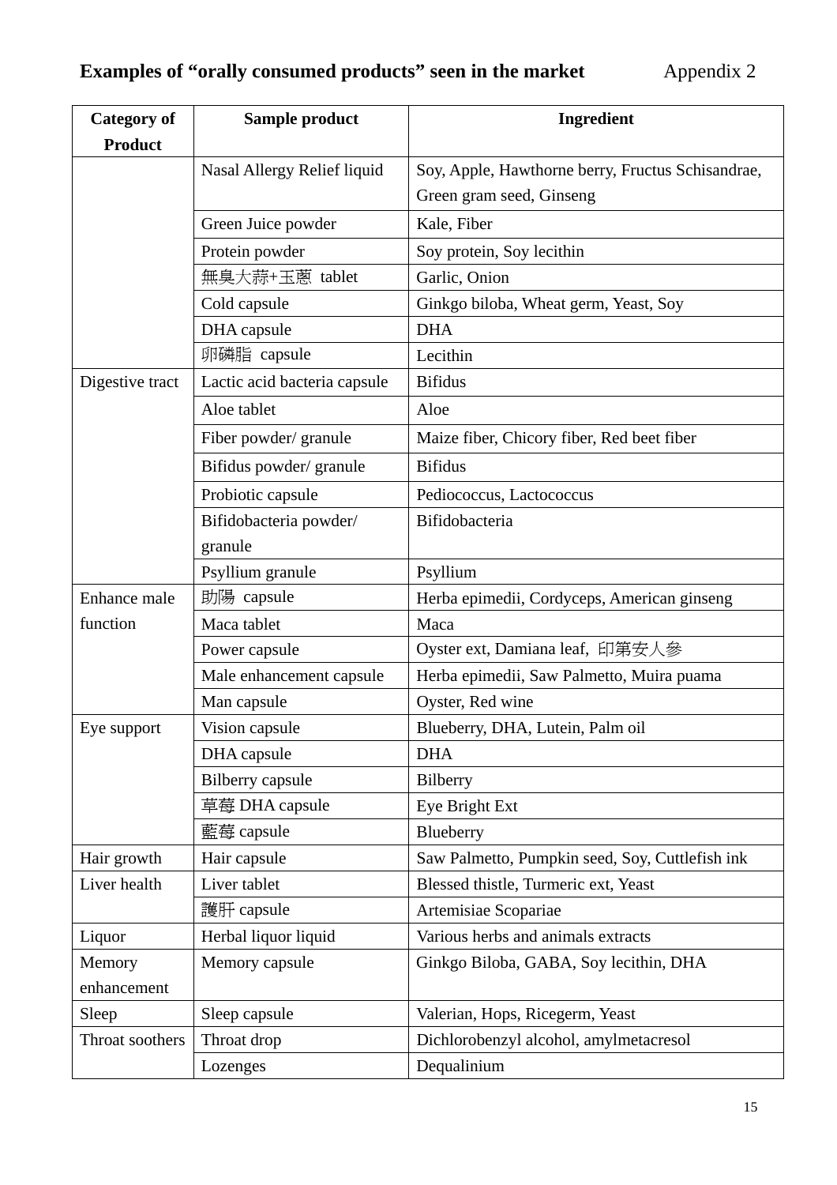**Examples of "orally consumed products" seen in the market** Appendix 2

| Category of Product | Sample product | Ingredient |
|---|---|---|
| | Nasal Allergy Relief liquid | Soy, Apple, Hawthorne berry, Fructus Schisandrae, Green gram seed, Ginseng |
| | Green Juice powder | Kale, Fiber |
| | Protein powder | Soy protein, Soy lecithin |
| | 無臭大蒜+玉蔥 tablet | Garlic, Onion |
| | Cold capsule | Ginkgo biloba, Wheat germ, Yeast, Soy |
| | DHA capsule | DHA |
| | 卵磷脂 capsule | Lecithin |
| Digestive tract | Lactic acid bacteria capsule | Bifidus |
| | Aloe tablet | Aloe |
| | Fiber powder/ granule | Maize fiber, Chicory fiber, Red beet fiber |
| | Bifidus powder/ granule | Bifidus |
| | Probiotic capsule | Pediococcus, Lactococcus |
| | Bifidobacteria powder/ granule | Bifidobacteria |
| | Psyllium granule | Psyllium |
| Enhance male function | 助陽 capsule | Herba epimedii, Cordyceps, American ginseng |
| | Maca tablet | Maca |
| | Power capsule | Oyster ext, Damiana leaf, 印第安人參 |
| | Male enhancement capsule | Herba epimedii, Saw Palmetto, Muira puama |
| | Man capsule | Oyster, Red wine |
| Eye support | Vision capsule | Blueberry, DHA, Lutein, Palm oil |
| | DHA capsule | DHA |
| | Bilberry capsule | Bilberry |
| | 草莓 DHA capsule | Eye Bright Ext |
| | 藍莓 capsule | Blueberry |
| Hair growth | Hair capsule | Saw Palmetto, Pumpkin seed, Soy, Cuttlefish ink |
| Liver health | Liver tablet | Blessed thistle, Turmeric ext, Yeast |
| | 護肝 capsule | Artemisiae Scopariae |
| Liquor | Herbal liquor liquid | Various herbs and animals extracts |
| Memory enhancement | Memory capsule | Ginkgo Biloba, GABA, Soy lecithin, DHA |
| Sleep | Sleep capsule | Valerian, Hops, Ricegerm, Yeast |
| Throat soothers | Throat drop | Dichlorobenzyl alcohol, amylmetacresol |
| | Lozenges | Dequalinium |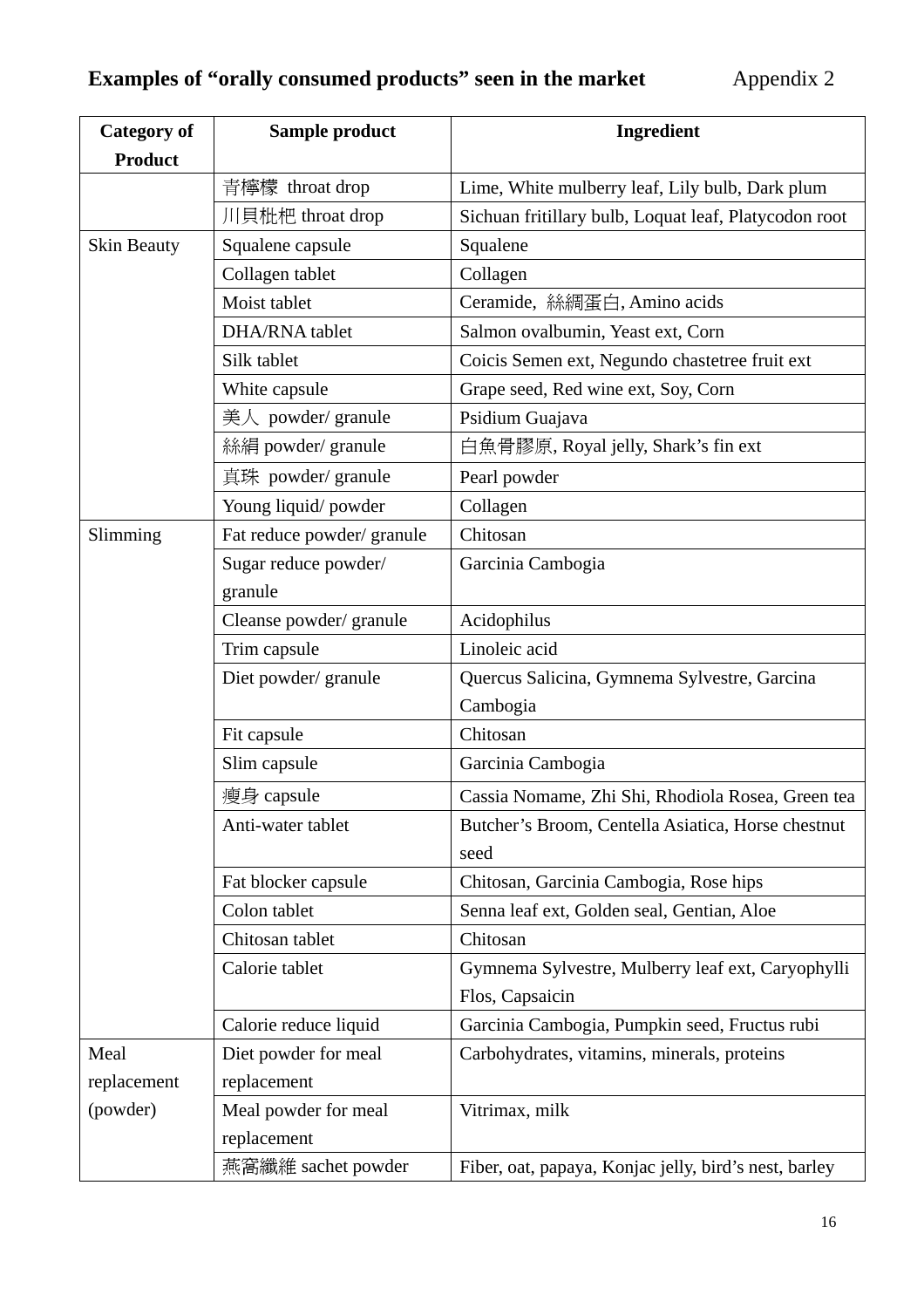**Examples of "orally consumed products" seen in the market** Appendix 2

| Category of Product | Sample product | Ingredient |
|---|---|---|
| | 青檸檬 throat drop | Lime, White mulberry leaf, Lily bulb, Dark plum |
| | 川貝枇杷 throat drop | Sichuan fritillary bulb, Loquat leaf, Platycodon root |
| Skin Beauty | Squalene capsule | Squalene |
| | Collagen tablet | Collagen |
| | Moist tablet | Ceramide, 絲綢蛋白, Amino acids |
| | DHA/RNA tablet | Salmon ovalbumin, Yeast ext, Corn |
| | Silk tablet | Coicis Semen ext, Negundo chastetree fruit ext |
| | White capsule | Grape seed, Red wine ext, Soy, Corn |
| | 美人 powder/ granule | Psidium Guajava |
| | 絲絹 powder/ granule | 白魚骨膠原, Royal jelly, Shark's fin ext |
| | 真珠 powder/ granule | Pearl powder |
| | Young liquid/ powder | Collagen |
| Slimming | Fat reduce powder/ granule | Chitosan |
| | Sugar reduce powder/ granule | Garcinia Cambogia |
| | Cleanse powder/ granule | Acidophilus |
| | Trim capsule | Linoleic acid |
| | Diet powder/ granule | Quercus Salicina, Gymnema Sylvestre, Garcina Cambogia |
| | Fit capsule | Chitosan |
| | Slim capsule | Garcinia Cambogia |
| | 瘦身 capsule | Cassia Nomame, Zhi Shi, Rhodiola Rosea, Green tea |
| | Anti-water tablet | Butcher's Broom, Centella Asiatica, Horse chestnut seed |
| | Fat blocker capsule | Chitosan, Garcinia Cambogia, Rose hips |
| | Colon tablet | Senna leaf ext, Golden seal, Gentian, Aloe |
| | Chitosan tablet | Chitosan |
| | Calorie tablet | Gymnema Sylvestre, Mulberry leaf ext, Caryophylli Flos, Capsaicin |
| | Calorie reduce liquid | Garcinia Cambogia, Pumpkin seed, Fructus rubi |
| Meal replacement (powder) | Diet powder for meal replacement | Carbohydrates, vitamins, minerals, proteins |
| | Meal powder for meal replacement | Vitrimax, milk |
| | 燕窩纖維 sachet powder | Fiber, oat, papaya, Konjac jelly, bird's nest, barley |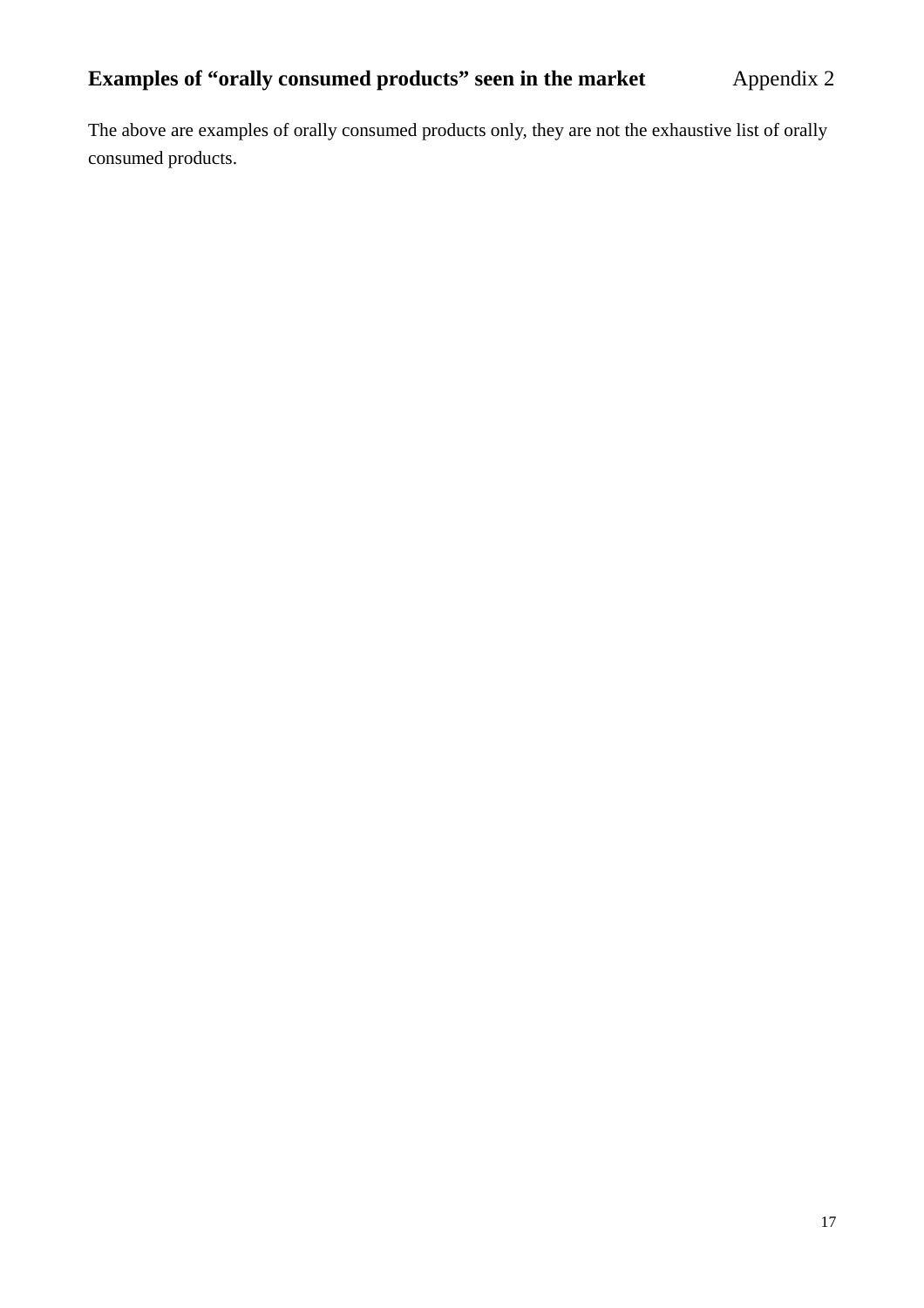## Examples of "orally consumed products" seen in the market Appendix 2

The above are examples of orally consumed products only, they are not the exhaustive list of orally consumed products.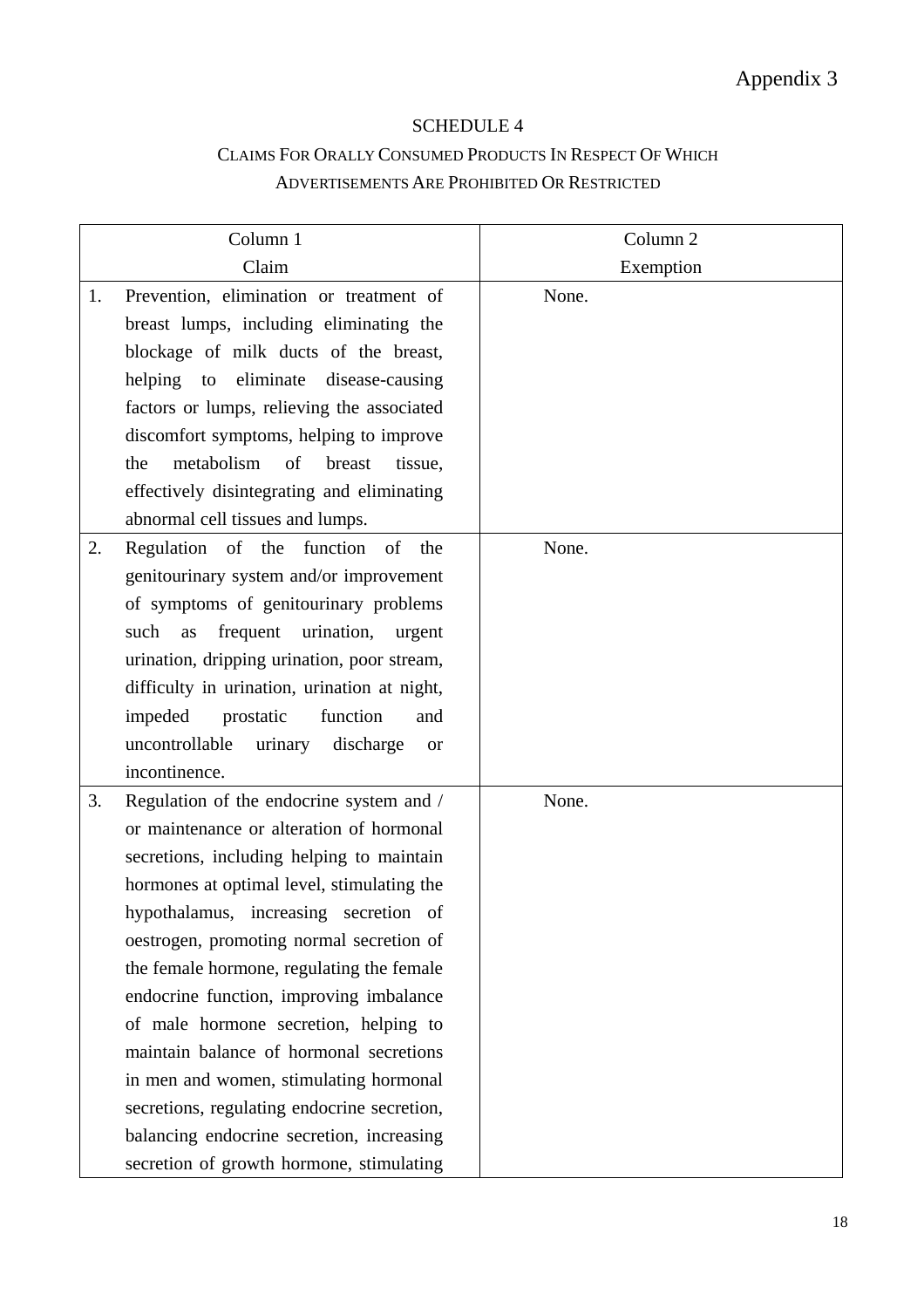Appendix 3

# SCHEDULE 4

## CLAIMS FOR ORALLY CONSUMED PRODUCTS IN RESPECT OF WHICH ADVERTISEMENTS ARE PROHIBITED OR RESTRICTED

| Column 1<br>Claim | Column 2<br>Exemption |
|---|---|
| 1. Prevention, elimination or treatment of breast lumps, including eliminating the blockage of milk ducts of the breast, helping to eliminate disease-causing factors or lumps, relieving the associated discomfort symptoms, helping to improve the metabolism of breast tissue, effectively disintegrating and eliminating abnormal cell tissues and lumps. | None. |
| 2. Regulation of the function of the genitourinary system and/or improvement of symptoms of genitourinary problems such as frequent urination, urgent urination, dripping urination, poor stream, difficulty in urination, urination at night, impeded prostatic function and uncontrollable urinary discharge or incontinence. | None. |
| 3. Regulation of the endocrine system and / or maintenance or alteration of hormonal secretions, including helping to maintain hormones at optimal level, stimulating the hypothalamus, increasing secretion of oestrogen, promoting normal secretion of the female hormone, regulating the female endocrine function, improving imbalance of male hormone secretion, helping to maintain balance of hormonal secretions in men and women, stimulating hormonal secretions, regulating endocrine secretion, balancing endocrine secretion, increasing secretion of growth hormone, stimulating | None. |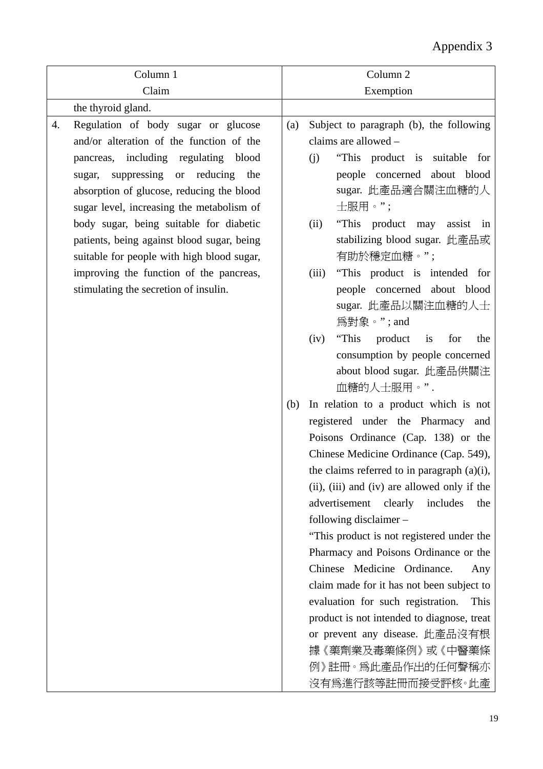Appendix 3

| Column 1<br>Claim | Column 2<br>Exemption |
|---|---|
| the thyroid gland. | |
| 4. Regulation of body sugar or glucose and/or alteration of the function of the pancreas, including regulating blood sugar, suppressing or reducing the absorption of glucose, reducing the blood sugar level, increasing the metabolism of body sugar, being suitable for diabetic patients, being against blood sugar, being suitable for people with high blood sugar, improving the function of the pancreas, stimulating the secretion of insulin. | (a) Subject to paragraph (b), the following claims are allowed –<br>(j) "This product is suitable for people concerned about blood sugar. 此產品適合關注血糖的人士服用。" ;<br>(ii) "This product may assist in stabilizing blood sugar. 此產品或有助於穩定血糖。" ;<br>(iii) "This product is intended for people concerned about blood sugar. 此產品以關注血糖的人士爲對象。" ; and<br>(iv) "This product is for the consumption by people concerned about blood sugar. 此產品供關注血糖的人士服用。" .<br>(b) In relation to a product which is not registered under the Pharmacy and Poisons Ordinance (Cap. 138) or the Chinese Medicine Ordinance (Cap. 549), the claims referred to in paragraph (a)(i), (ii), (iii) and (iv) are allowed only if the advertisement clearly includes the following disclaimer –<br>"This product is not registered under the Pharmacy and Poisons Ordinance or the Chinese Medicine Ordinance. Any claim made for it has not been subject to evaluation for such registration. This product is not intended to diagnose, treat or prevent any disease. 此產品沒有根據《藥劑業及毒藥條例》或《中醫藥條例》註冊。爲此產品作出的任何聲稱亦沒有爲進行該等註冊而接受評核。此產 |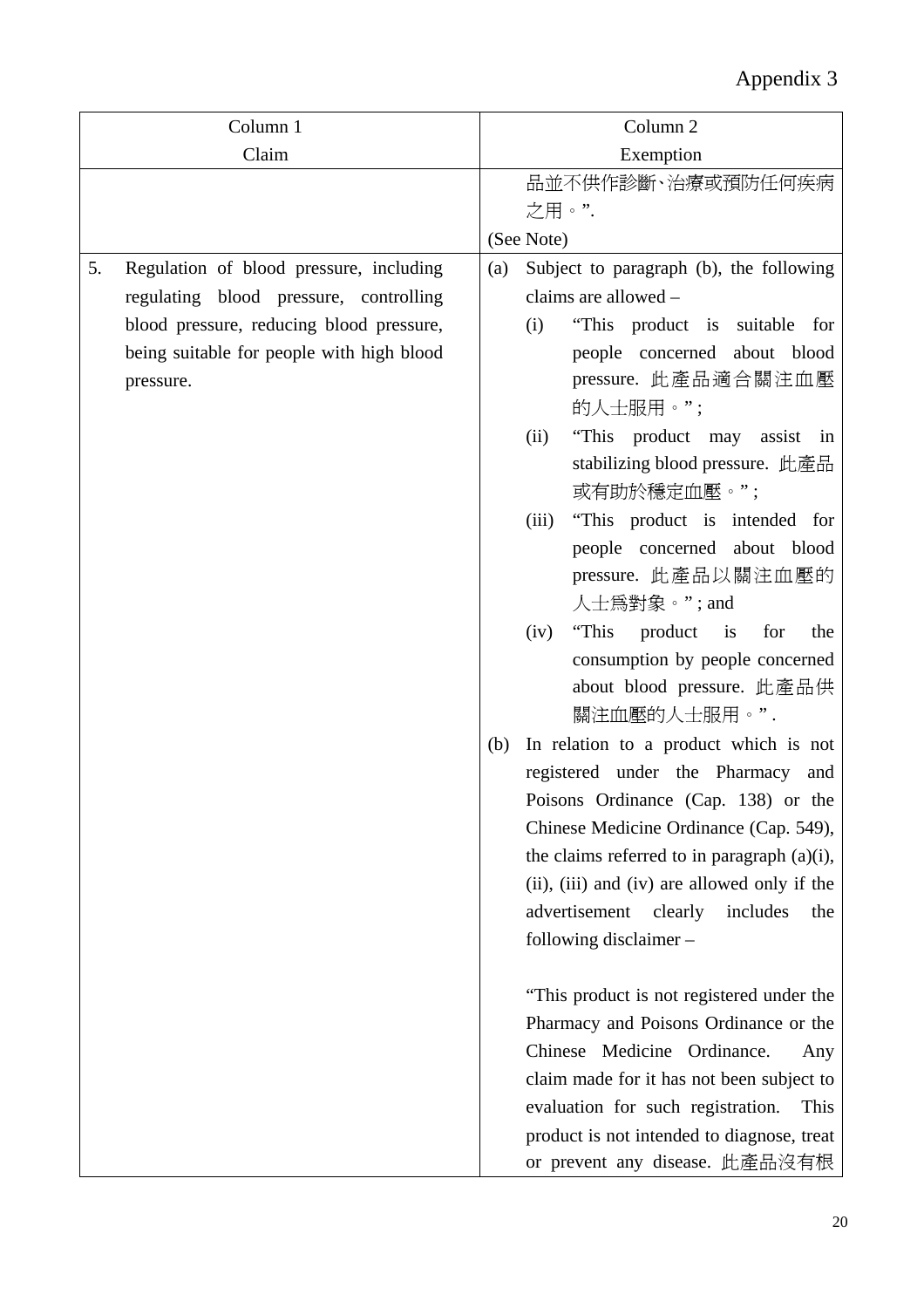Appendix 3

| Column 1<br>Claim | Column 2<br>Exemption |
|---|---|
| | 品並不供作診斷、治療或預防任何疾病之用。”.<br>(See Note) |
| 5. Regulation of blood pressure, including regulating blood pressure, controlling blood pressure, reducing blood pressure, being suitable for people with high blood pressure. | (a) Subject to paragraph (b), the following claims are allowed –<br>(i) “This product is suitable for people concerned about blood pressure. 此產品適合關注血壓的人士服用。” ;<br>(ii) “This product may assist in stabilizing blood pressure. 此產品或有助於穩定血壓。” ;<br>(iii) “This product is intended for people concerned about blood pressure. 此產品以關注血壓的人士爲對象。” ; and<br>(iv) “This product is for the consumption by people concerned about blood pressure. 此產品供關注血壓的人士服用。” .<br>(b) In relation to a product which is not registered under the Pharmacy and Poisons Ordinance (Cap. 138) or the Chinese Medicine Ordinance (Cap. 549), the claims referred to in paragraph (a)(i), (ii), (iii) and (iv) are allowed only if the advertisement clearly includes the following disclaimer –<br><br>“This product is not registered under the Pharmacy and Poisons Ordinance or the Chinese Medicine Ordinance. Any claim made for it has not been subject to evaluation for such registration. This product is not intended to diagnose, treat or prevent any disease. 此產品沒有根 |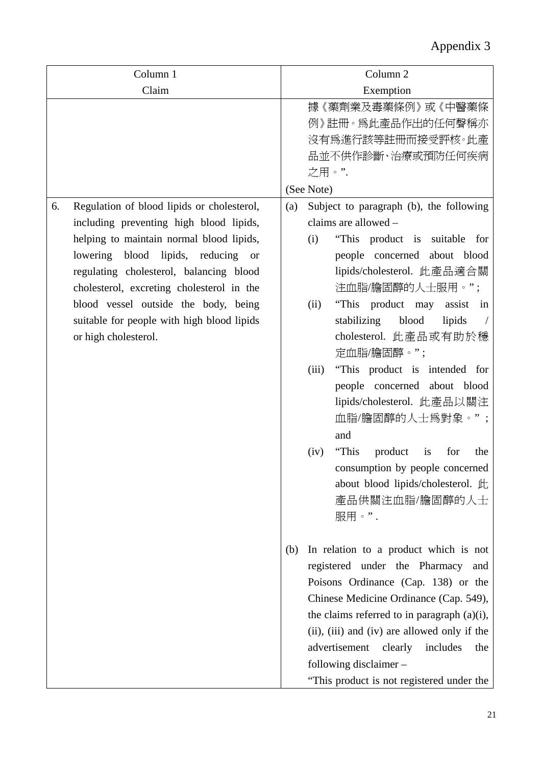Appendix 3

| Column 1<br>Claim | Column 2<br>Exemption |
|---|---|
| | 據《藥劑業及毒藥條例》或《中醫藥條例》註冊。爲此產品作出的任何聲稱亦沒有爲進行該等註冊而接受評核。此產品並不供作診斷、治療或預防任何疾病之用。”.<br>(See Note) |
| 6. Regulation of blood lipids or cholesterol, including preventing high blood lipids, helping to maintain normal blood lipids, lowering blood lipids, reducing or regulating cholesterol, balancing blood cholesterol, excreting cholesterol in the blood vessel outside the body, being suitable for people with high blood lipids or high cholesterol. | (a) Subject to paragraph (b), the following claims are allowed –<br>(i) “This product is suitable for people concerned about blood lipids/cholesterol. 此產品適合關注血脂/膽固醇的人士服用。” ;<br>(ii) “This product may assist in stabilizing blood lipids / cholesterol. 此產品或有助於穩定血脂/膽固醇。” ;<br>(iii) “This product is intended for people concerned about blood lipids/cholesterol. 此產品以關注血脂/膽固醇的人士爲對象。” ; and<br>(iv) “This product is for the consumption by people concerned about blood lipids/cholesterol. 此產品供關注血脂/膽固醇的人士服用。” .<br><br>(b) In relation to a product which is not registered under the Pharmacy and Poisons Ordinance (Cap. 138) or the Chinese Medicine Ordinance (Cap. 549), the claims referred to in paragraph (a)(i), (ii), (iii) and (iv) are allowed only if the advertisement clearly includes the following disclaimer –<br>“This product is not registered under the |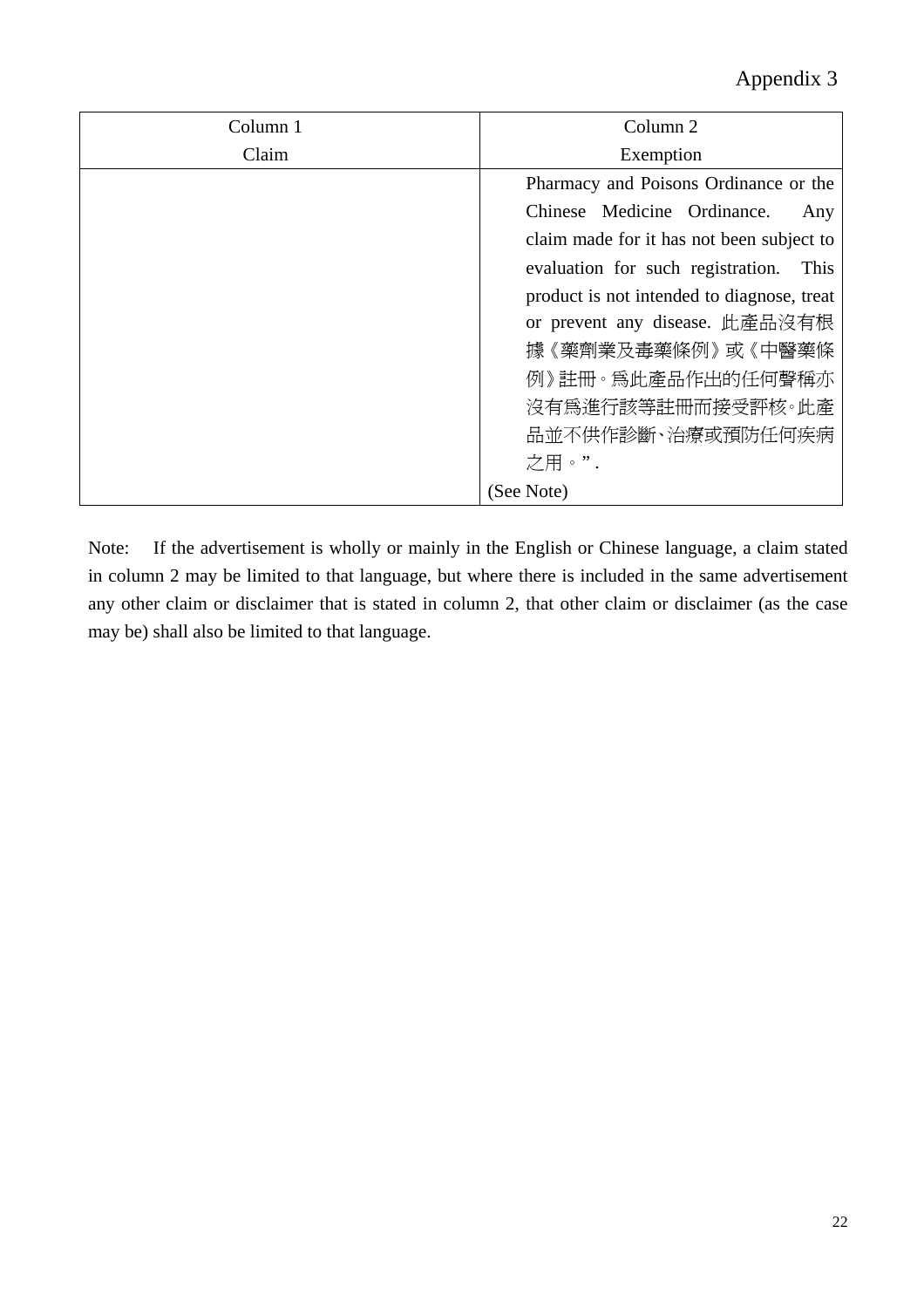Appendix 3

| Column 1<br>Claim | Column 2<br>Exemption |
| --- | --- |
| | Pharmacy and Poisons Ordinance or the Chinese Medicine Ordinance. Any claim made for it has not been subject to evaluation for such registration. This product is not intended to diagnose, treat or prevent any disease. 此產品沒有根據《藥劑業及毒藥條例》或《中醫藥條例》註冊。為此產品作出的任何聲稱亦沒有為進行該等註冊而接受評核。此產品並不供作診斷、治療或預防任何疾病之用。". <br>(See Note) |

Note: If the advertisement is wholly or mainly in the English or Chinese language, a claim stated in column 2 may be limited to that language, but where there is included in the same advertisement any other claim or disclaimer that is stated in column 2, that other claim or disclaimer (as the case may be) shall also be limited to that language.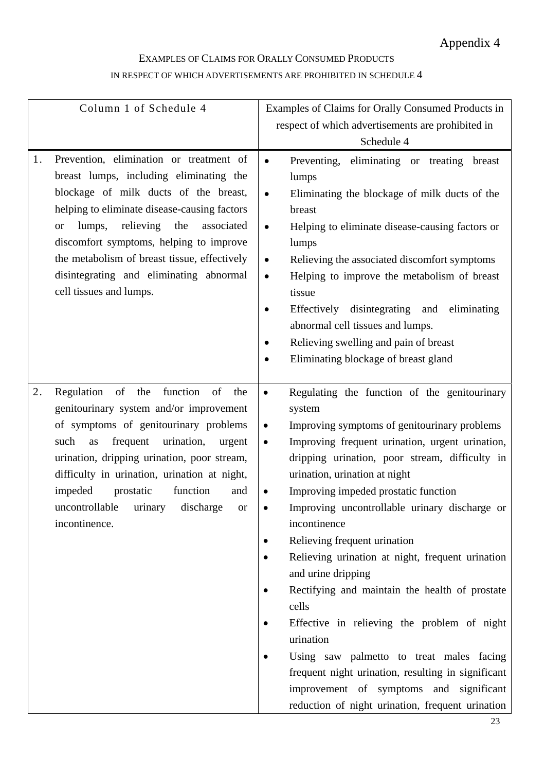Appendix 4

# EXAMPLES OF CLAIMS FOR ORALLY CONSUMED PRODUCTS IN RESPECT OF WHICH ADVERTISEMENTS ARE PROHIBITED IN SCHEDULE 4

| Column 1 of Schedule 4 | Examples of Claims for Orally Consumed Products in respect of which advertisements are prohibited in Schedule 4 |
|---|---|
| 1. Prevention, elimination or treatment of breast lumps, including eliminating the blockage of milk ducts of the breast, helping to eliminate disease-causing factors or lumps, relieving the associated discomfort symptoms, helping to improve the metabolism of breast tissue, effectively disintegrating and eliminating abnormal cell tissues and lumps. | • Preventing, eliminating or treating breast lumps<br>• Eliminating the blockage of milk ducts of the breast<br>• Helping to eliminate disease-causing factors or lumps<br>• Relieving the associated discomfort symptoms<br>• Helping to improve the metabolism of breast tissue<br>• Effectively disintegrating and eliminating abnormal cell tissues and lumps.<br>• Relieving swelling and pain of breast<br>• Eliminating blockage of breast gland |
| 2. Regulation of the function of the genitourinary system and/or improvement of symptoms of genitourinary problems such as frequent urination, urgent urination, dripping urination, poor stream, difficulty in urination, urination at night, impeded prostatic function and uncontrollable urinary discharge or incontinence. | • Regulating the function of the genitourinary system<br>• Improving symptoms of genitourinary problems<br>• Improving frequent urination, urgent urination, dripping urination, poor stream, difficulty in urination, urination at night<br>• Improving impeded prostatic function<br>• Improving uncontrollable urinary discharge or incontinence<br>• Relieving frequent urination<br>• Relieving urination at night, frequent urination and urine dripping<br>• Rectifying and maintain the health of prostate cells<br>• Effective in relieving the problem of night urination<br>• Using saw palmetto to treat males facing frequent night urination, resulting in significant improvement of symptoms and significant reduction of night urination, frequent urination |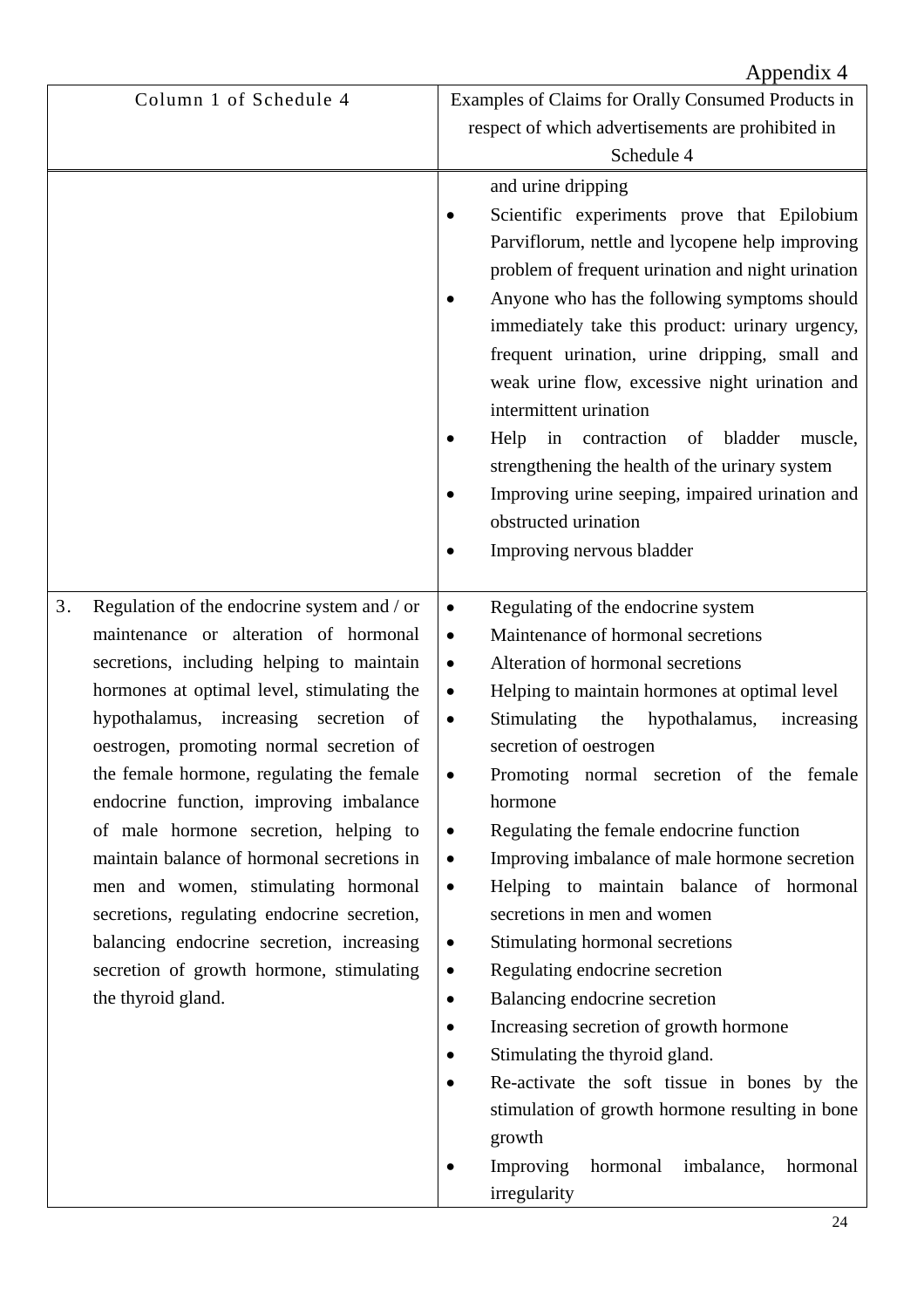Appendix 4

| Column 1 of Schedule 4 | Examples of Claims for Orally Consumed Products in respect of which advertisements are prohibited in Schedule 4 |
|---|---|
| | and urine dripping<br>• Scientific experiments prove that Epilobium Parviflorum, nettle and lycopene help improving problem of frequent urination and night urination<br>• Anyone who has the following symptoms should immediately take this product: urinary urgency, frequent urination, urine dripping, small and weak urine flow, excessive night urination and intermittent urination<br>• Help in contraction of bladder muscle, strengthening the health of the urinary system<br>• Improving urine seeping, impaired urination and obstructed urination<br>• Improving nervous bladder |
| 3. Regulation of the endocrine system and / or maintenance or alteration of hormonal secretions, including helping to maintain hormones at optimal level, stimulating the hypothalamus, increasing secretion of oestrogen, promoting normal secretion of the female hormone, regulating the female endocrine function, improving imbalance of male hormone secretion, helping to maintain balance of hormonal secretions in men and women, stimulating hormonal secretions, regulating endocrine secretion, balancing endocrine secretion, increasing secretion of growth hormone, stimulating the thyroid gland. | • Regulating of the endocrine system<br>• Maintenance of hormonal secretions<br>• Alteration of hormonal secretions<br>• Helping to maintain hormones at optimal level<br>• Stimulating the hypothalamus, increasing secretion of oestrogen<br>• Promoting normal secretion of the female hormone<br>• Regulating the female endocrine function<br>• Improving imbalance of male hormone secretion<br>• Helping to maintain balance of hormonal secretions in men and women<br>• Stimulating hormonal secretions<br>• Regulating endocrine secretion<br>• Balancing endocrine secretion<br>• Increasing secretion of growth hormone<br>• Stimulating the thyroid gland.<br>• Re-activate the soft tissue in bones by the stimulation of growth hormone resulting in bone growth<br>• Improving hormonal imbalance, hormonal irregularity |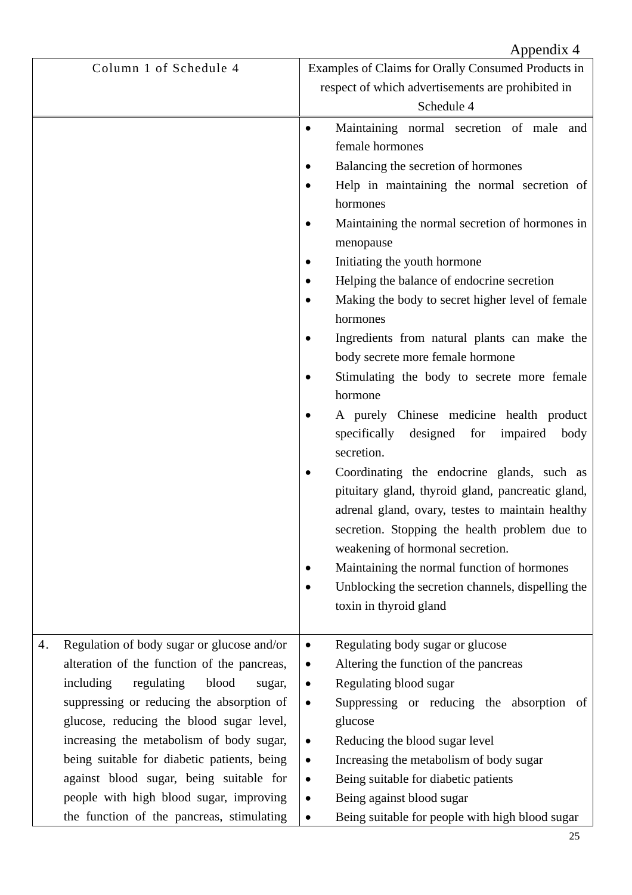Appendix 4

| Column 1 of Schedule 4 | Examples of Claims for Orally Consumed Products in respect of which advertisements are prohibited in Schedule 4 |
|---|---|
| | • Maintaining normal secretion of male and female hormones<br>• Balancing the secretion of hormones<br>• Help in maintaining the normal secretion of hormones<br>• Maintaining the normal secretion of hormones in menopause<br>• Initiating the youth hormone<br>• Helping the balance of endocrine secretion<br>• Making the body to secret higher level of female hormones<br>• Ingredients from natural plants can make the body secrete more female hormone<br>• Stimulating the body to secrete more female hormone<br>• A purely Chinese medicine health product specifically designed for impaired body secretion.<br>• Coordinating the endocrine glands, such as pituitary gland, thyroid gland, pancreatic gland, adrenal gland, ovary, testes to maintain healthy secretion. Stopping the health problem due to weakening of hormonal secretion.<br>• Maintaining the normal function of hormones<br>• Unblocking the secretion channels, dispelling the toxin in thyroid gland |
| 4. Regulation of body sugar or glucose and/or alteration of the function of the pancreas, including regulating blood sugar, suppressing or reducing the absorption of glucose, reducing the blood sugar level, increasing the metabolism of body sugar, being suitable for diabetic patients, being against blood sugar, being suitable for people with high blood sugar, improving the function of the pancreas, stimulating | • Regulating body sugar or glucose<br>• Altering the function of the pancreas<br>• Regulating blood sugar<br>• Suppressing or reducing the absorption of glucose<br>• Reducing the blood sugar level<br>• Increasing the metabolism of body sugar<br>• Being suitable for diabetic patients<br>• Being against blood sugar<br>• Being suitable for people with high blood sugar |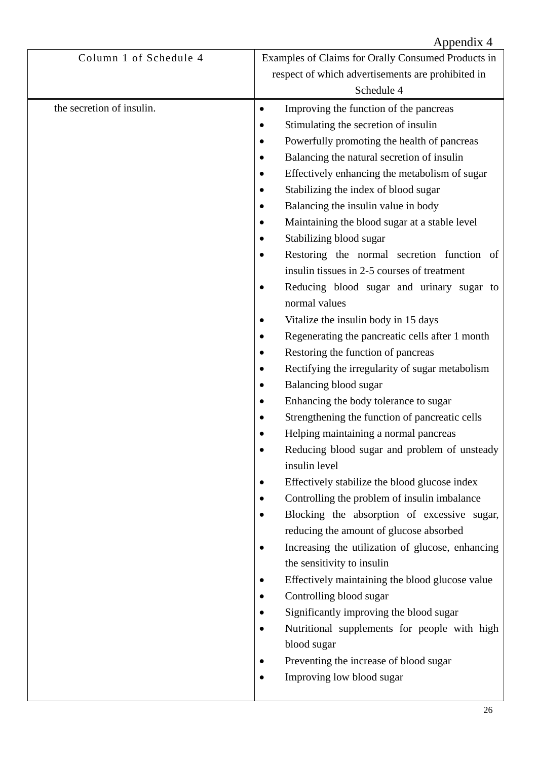Appendix 4

| Column 1 of Schedule 4 | Examples of Claims for Orally Consumed Products in respect of which advertisements are prohibited in Schedule 4 |
|---|---|
| the secretion of insulin. | • Improving the function of the pancreas<br>• Stimulating the secretion of insulin<br>• Powerfully promoting the health of pancreas<br>• Balancing the natural secretion of insulin<br>• Effectively enhancing the metabolism of sugar<br>• Stabilizing the index of blood sugar<br>• Balancing the insulin value in body<br>• Maintaining the blood sugar at a stable level<br>• Stabilizing blood sugar<br>• Restoring the normal secretion function of insulin tissues in 2-5 courses of treatment<br>• Reducing blood sugar and urinary sugar to normal values<br>• Vitalize the insulin body in 15 days<br>• Regenerating the pancreatic cells after 1 month<br>• Restoring the function of pancreas<br>• Rectifying the irregularity of sugar metabolism<br>• Balancing blood sugar<br>• Enhancing the body tolerance to sugar<br>• Strengthening the function of pancreatic cells<br>• Helping maintaining a normal pancreas<br>• Reducing blood sugar and problem of unsteady insulin level<br>• Effectively stabilize the blood glucose index<br>• Controlling the problem of insulin imbalance<br>• Blocking the absorption of excessive sugar, reducing the amount of glucose absorbed<br>• Increasing the utilization of glucose, enhancing the sensitivity to insulin<br>• Effectively maintaining the blood glucose value<br>• Controlling blood sugar<br>• Significantly improving the blood sugar<br>• Nutritional supplements for people with high blood sugar<br>• Preventing the increase of blood sugar<br>• Improving low blood sugar |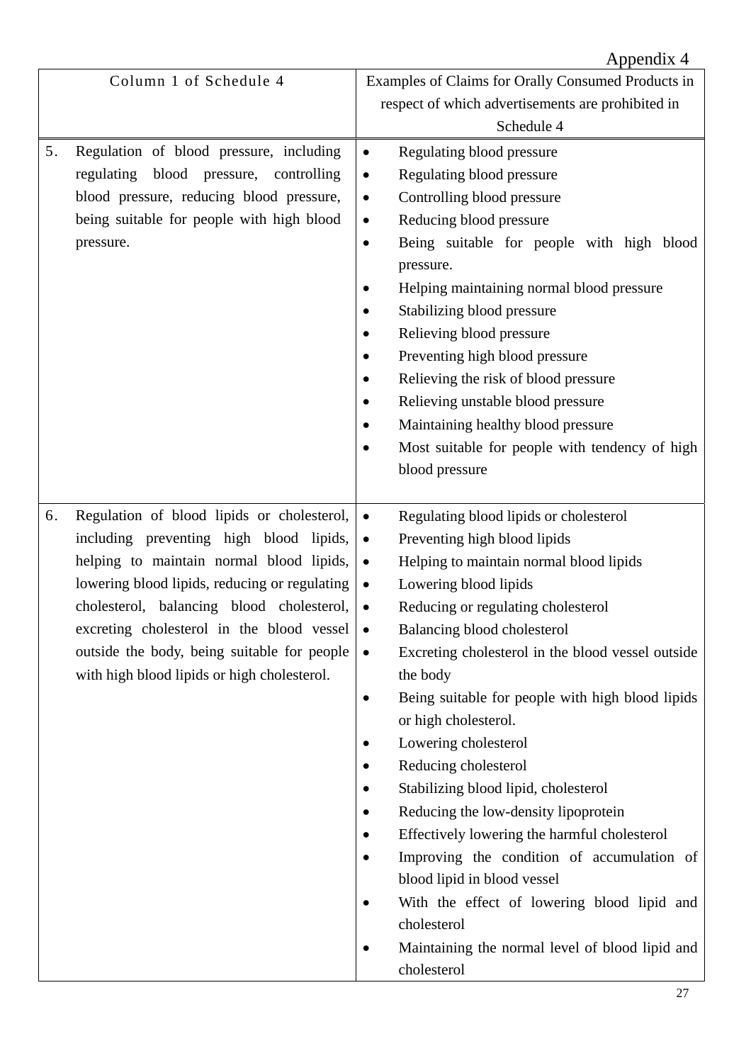Appendix 4

| Column 1 of Schedule 4 | Examples of Claims for Orally Consumed Products in respect of which advertisements are prohibited in Schedule 4 |
| --- | --- |
| 5. Regulation of blood pressure, including regulating blood pressure, controlling blood pressure, reducing blood pressure, being suitable for people with high blood pressure. | • Regulating blood pressure<br>• Regulating blood pressure<br>• Controlling blood pressure<br>• Reducing blood pressure<br>• Being suitable for people with high blood pressure.<br>• Helping maintaining normal blood pressure<br>• Stabilizing blood pressure<br>• Relieving blood pressure<br>• Preventing high blood pressure<br>• Relieving the risk of blood pressure<br>• Relieving unstable blood pressure<br>• Maintaining healthy blood pressure<br>• Most suitable for people with tendency of high blood pressure |
| 6. Regulation of blood lipids or cholesterol, including preventing high blood lipids, helping to maintain normal blood lipids, lowering blood lipids, reducing or regulating cholesterol, balancing blood cholesterol, excreting cholesterol in the blood vessel outside the body, being suitable for people with high blood lipids or high cholesterol. | • Regulating blood lipids or cholesterol<br>• Preventing high blood lipids<br>• Helping to maintain normal blood lipids<br>• Lowering blood lipids<br>• Reducing or regulating cholesterol<br>• Balancing blood cholesterol<br>• Excreting cholesterol in the blood vessel outside the body<br>• Being suitable for people with high blood lipids or high cholesterol.<br>• Lowering cholesterol<br>• Reducing cholesterol<br>• Stabilizing blood lipid, cholesterol<br>• Reducing the low-density lipoprotein<br>• Effectively lowering the harmful cholesterol<br>• Improving the condition of accumulation of blood lipid in blood vessel<br>• With the effect of lowering blood lipid and cholesterol<br>• Maintaining the normal level of blood lipid and cholesterol |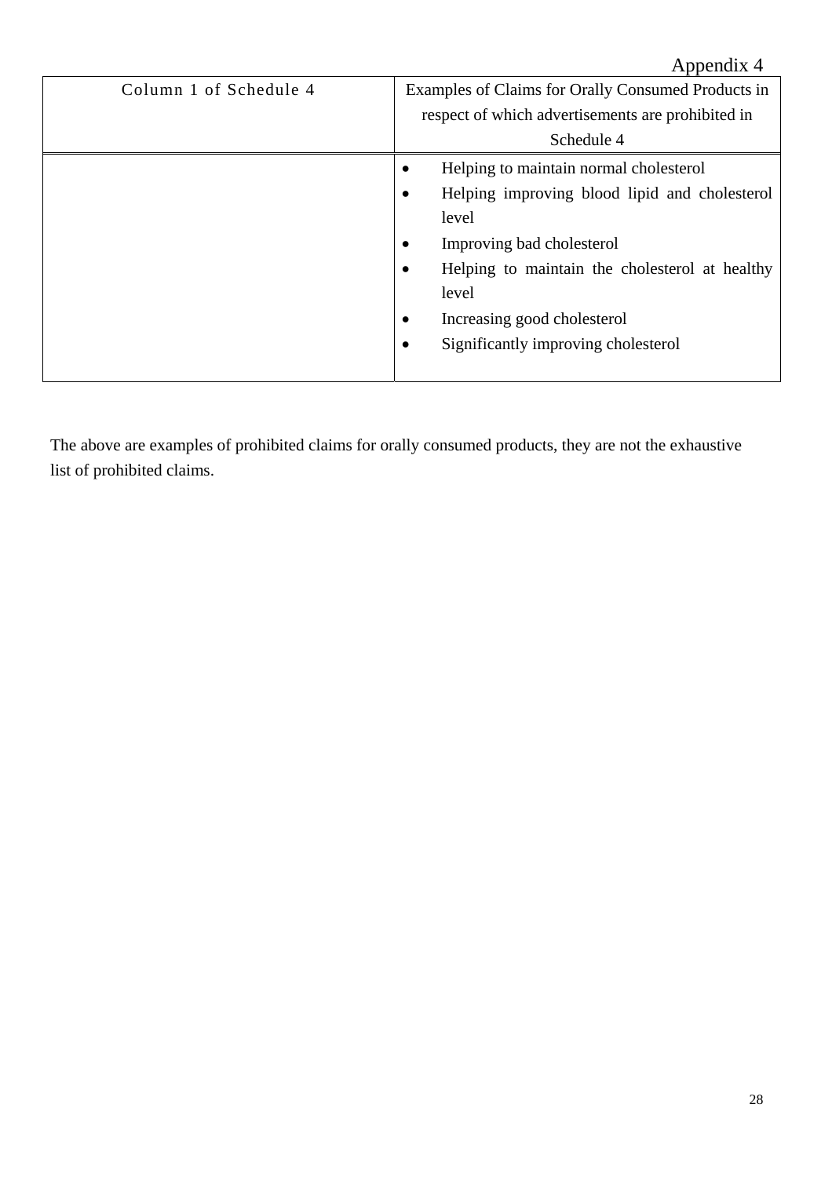Appendix 4

| Column 1 of Schedule 4 | Examples of Claims for Orally Consumed Products in respect of which advertisements are prohibited in Schedule 4 |
| --- | --- |
| | • Helping to maintain normal cholesterol<br>• Helping improving blood lipid and cholesterol level<br>• Improving bad cholesterol<br>• Helping to maintain the cholesterol at healthy level<br>• Increasing good cholesterol<br>• Significantly improving cholesterol |

The above are examples of prohibited claims for orally consumed products, they are not the exhaustive list of prohibited claims.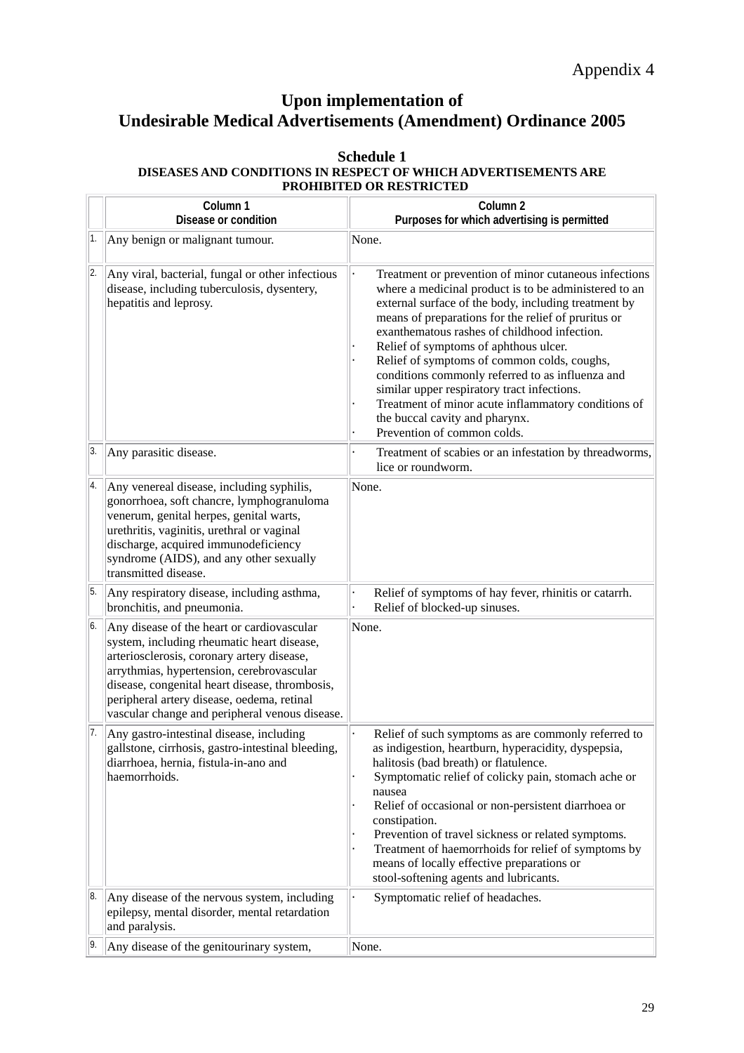Appendix 4

# Upon implementation of Undesirable Medical Advertisements (Amendment) Ordinance 2005

## Schedule 1

### DISEASES AND CONDITIONS IN RESPECT OF WHICH ADVERTISEMENTS ARE PROHIBITED OR RESTRICTED

| | Column 1<br>Disease or condition | Column 2<br>Purposes for which advertising is permitted |
|---|---|---|
| 1. | Any benign or malignant tumour. | None. |
| 2. | Any viral, bacterial, fungal or other infectious disease, including tuberculosis, dysentery, hepatitis and leprosy. | · Treatment or prevention of minor cutaneous infections where a medicinal product is to be administered to an external surface of the body, including treatment by means of preparations for the relief of pruritus or exanthematous rashes of childhood infection.<br>· Relief of symptoms of aphthous ulcer.<br>· Relief of symptoms of common colds, coughs, conditions commonly referred to as influenza and similar upper respiratory tract infections.<br>· Treatment of minor acute inflammatory conditions of the buccal cavity and pharynx.<br>· Prevention of common colds. |
| 3. | Any parasitic disease. | · Treatment of scabies or an infestation by threadworms, lice or roundworm. |
| 4. | Any venereal disease, including syphilis, gonorrhoea, soft chancre, lymphogranuloma venerum, genital herpes, genital warts, urethritis, vaginitis, urethral or vaginal discharge, acquired immunodeficiency syndrome (AIDS), and any other sexually transmitted disease. | None. |
| 5. | Any respiratory disease, including asthma, bronchitis, and pneumonia. | · Relief of symptoms of hay fever, rhinitis or catarrh.<br>· Relief of blocked-up sinuses. |
| 6. | Any disease of the heart or cardiovascular system, including rheumatic heart disease, arteriosclerosis, coronary artery disease, arrythmias, hypertension, cerebrovascular disease, congenital heart disease, thrombosis, peripheral artery disease, oedema, retinal vascular change and peripheral venous disease. | None. |
| 7. | Any gastro-intestinal disease, including gallstone, cirrhosis, gastro-intestinal bleeding, diarrhoea, hernia, fistula-in-ano and haemorrhoids. | · Relief of such symptoms as are commonly referred to as indigestion, heartburn, hyperacidity, dyspepsia, halitosis (bad breath) or flatulence.<br>· Symptomatic relief of colicky pain, stomach ache or nausea<br>· Relief of occasional or non-persistent diarrhoea or constipation.<br>· Prevention of travel sickness or related symptoms.<br>· Treatment of haemorrhoids for relief of symptoms by means of locally effective preparations or stool-softening agents and lubricants. |
| 8. | Any disease of the nervous system, including epilepsy, mental disorder, mental retardation and paralysis. | · Symptomatic relief of headaches. |
| 9. | Any disease of the genitourinary system, | None. |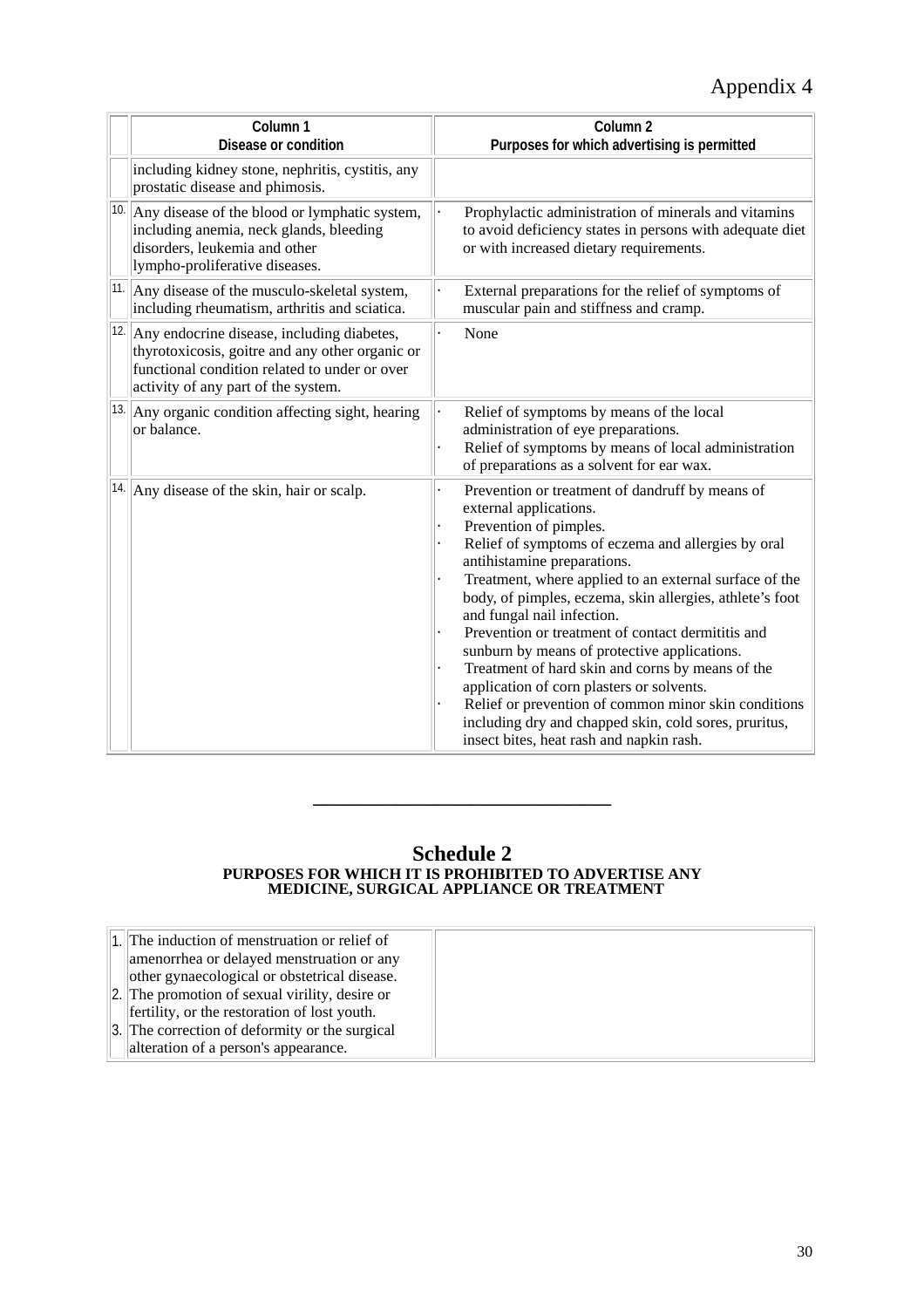Appendix 4

| | Column 1<br>Disease or condition | Column 2<br>Purposes for which advertising is permitted |
|---|---|---|
| | including kidney stone, nephritis, cystitis, any prostatic disease and phimosis. | |
| 10. | Any disease of the blood or lymphatic system, including anemia, neck glands, bleeding disorders, leukemia and other lympho-proliferative diseases. | · Prophylactic administration of minerals and vitamins to avoid deficiency states in persons with adequate diet or with increased dietary requirements. |
| 11. | Any disease of the musculo-skeletal system, including rheumatism, arthritis and sciatica. | · External preparations for the relief of symptoms of muscular pain and stiffness and cramp. |
| 12. | Any endocrine disease, including diabetes, thyrotoxicosis, goitre and any other organic or functional condition related to under or over activity of any part of the system. | · None |
| 13. | Any organic condition affecting sight, hearing or balance. | · Relief of symptoms by means of the local administration of eye preparations.<br>· Relief of symptoms by means of local administration of preparations as a solvent for ear wax. |
| 14. | Any disease of the skin, hair or scalp. | · Prevention or treatment of dandruff by means of external applications.<br>· Prevention of pimples.<br>· Relief of symptoms of eczema and allergies by oral antihistamine preparations.<br>· Treatment, where applied to an external surface of the body, of pimples, eczema, skin allergies, athlete's foot and fungal nail infection.<br>· Prevention or treatment of contact dermititis and sunburn by means of protective applications.<br>· Treatment of hard skin and corns by means of the application of corn plasters or solvents.<br>· Relief or prevention of common minor skin conditions including dry and chapped skin, cold sores, pruritus, insect bites, heat rash and napkin rash. |

---

## Schedule 2

**PURPOSES FOR WHICH IT IS PROHIBITED TO ADVERTISE ANY MEDICINE, SURGICAL APPLIANCE OR TREATMENT**

| | | |
|---|---|---|
| 1. | The induction of menstruation or relief of amenorrhea or delayed menstruation or any other gynaecological or obstetrical disease. | |
| 2. | The promotion of sexual virility, desire or fertility, or the restoration of lost youth. | |
| 3. | The correction of deformity or the surgical alteration of a person's appearance. | |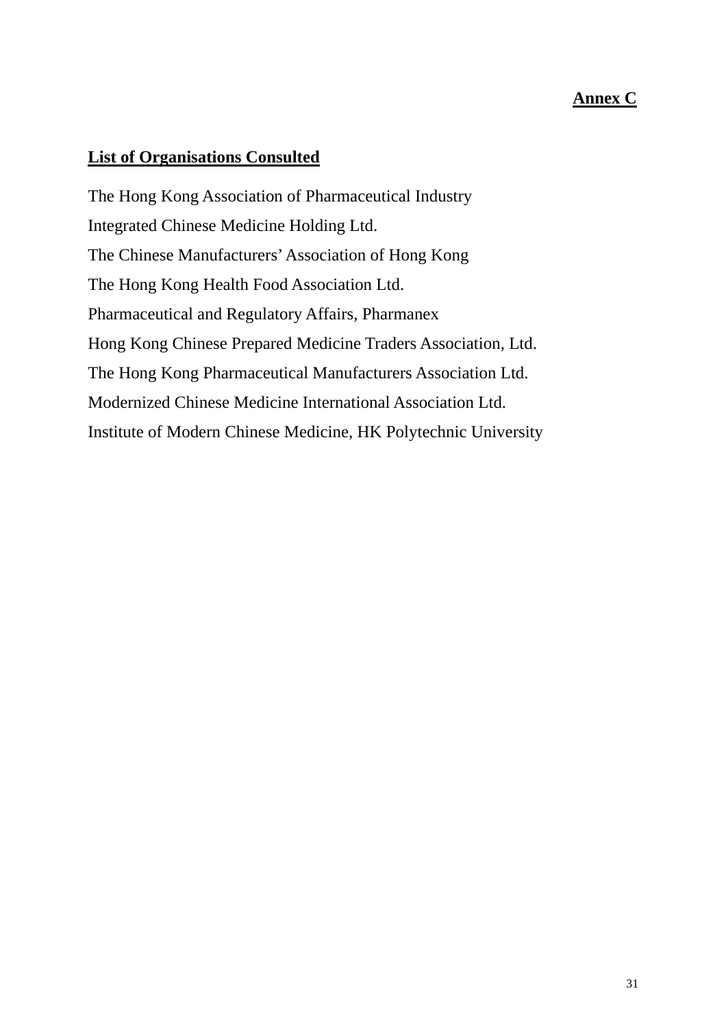**Annex C**

## List of Organisations Consulted

The Hong Kong Association of Pharmaceutical Industry
Integrated Chinese Medicine Holding Ltd.
The Chinese Manufacturers' Association of Hong Kong
The Hong Kong Health Food Association Ltd.
Pharmaceutical and Regulatory Affairs, Pharmanex
Hong Kong Chinese Prepared Medicine Traders Association, Ltd.
The Hong Kong Pharmaceutical Manufacturers Association Ltd.
Modernized Chinese Medicine International Association Ltd.
Institute of Modern Chinese Medicine, HK Polytechnic University